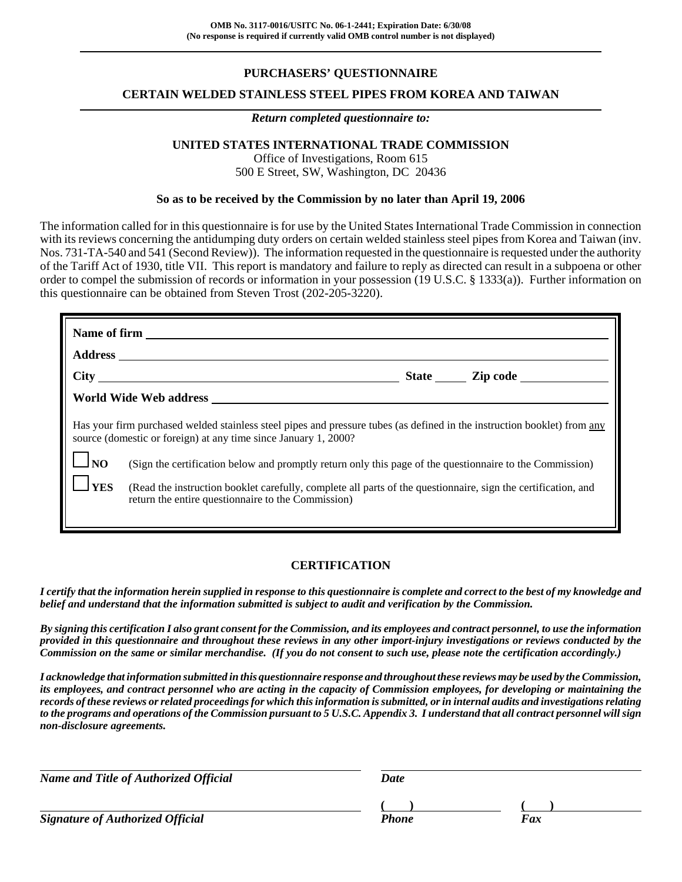**OMB No. 3117-0016/USITC No. 06-1-2441; Expiration Date: 6/30/08**
**(No response is required if currently valid OMB control number is not displayed)**

# PURCHASERS' QUESTIONNAIRE

## CERTAIN WELDED STAINLESS STEEL PIPES FROM KOREA AND TAIWAN

***Return completed questionnaire to:***

**UNITED STATES INTERNATIONAL TRADE COMMISSION**
Office of Investigations, Room 615
500 E Street, SW, Washington, DC 20436

**So as to be received by the Commission by no later than April 19, 2006**

The information called for in this questionnaire is for use by the United States International Trade Commission in connection with its reviews concerning the antidumping duty orders on certain welded stainless steel pipes from Korea and Taiwan (inv. Nos. 731-TA-540 and 541 (Second Review)). The information requested in the questionnaire is requested under the authority of the Tariff Act of 1930, title VII. This report is mandatory and failure to reply as directed can result in a subpoena or other order to compel the submission of records or information in your possession (19 U.S.C. § 1333(a)). Further information on this questionnaire can be obtained from Steven Trost (202-205-3220).

**Name of firm** ____________________

**Address** ____________________

**City** ____________________ **State** _____ **Zip code** __________

**World Wide Web address** ____________________

Has your firm purchased welded stainless steel pipes and pressure tubes (as defined in the instruction booklet) from any source (domestic or foreign) at any time since January 1, 2000?

☐ **NO** (Sign the certification below and promptly return only this page of the questionnaire to the Commission)

☐ **YES** (Read the instruction booklet carefully, complete all parts of the questionnaire, sign the certification, and return the entire questionnaire to the Commission)

## CERTIFICATION

***I certify that the information herein supplied in response to this questionnaire is complete and correct to the best of my knowledge and belief and understand that the information submitted is subject to audit and verification by the Commission.***

***By signing this certification I also grant consent for the Commission, and its employees and contract personnel, to use the information provided in this questionnaire and throughout these reviews in any other import-injury investigations or reviews conducted by the Commission on the same or similar merchandise. (If you do not consent to such use, please note the certification accordingly.)***

***I acknowledge that information submitted in this questionnaire response and throughout these reviews may be used by the Commission, its employees, and contract personnel who are acting in the capacity of Commission employees, for developing or maintaining the records of these reviews or related proceedings for which this information is submitted, or in internal audits and investigations relating to the programs and operations of the Commission pursuant to 5 U.S.C. Appendix 3. I understand that all contract personnel will sign non-disclosure agreements.***

____________________
***Name and Title of Authorized Official***

____________________
***Date***

____________________
***Signature of Authorized Official***

( ) ____________________
***Phone***

( ) ____________________
***Fax***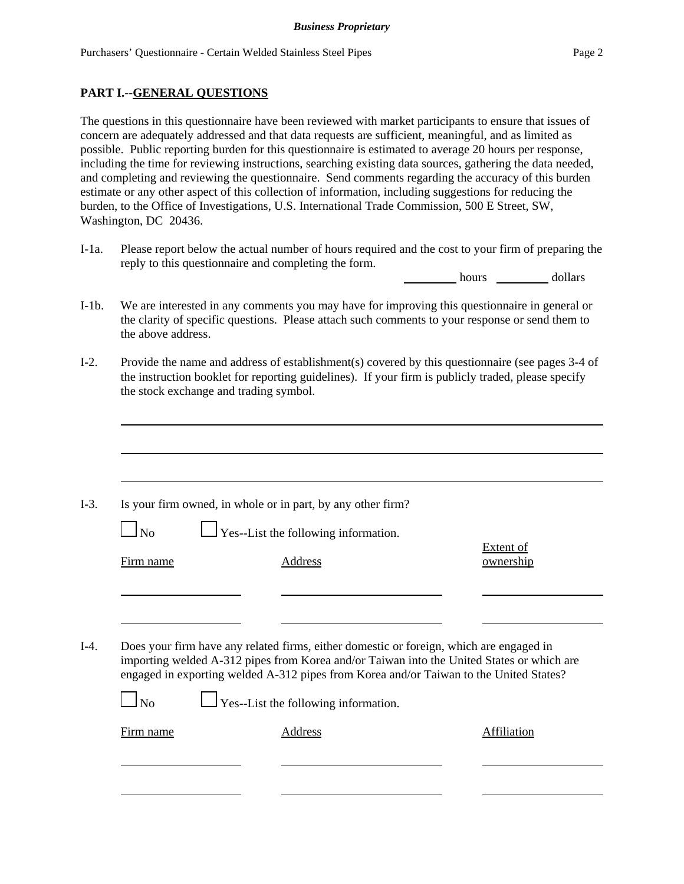## PART I.--GENERAL QUESTIONS

The questions in this questionnaire have been reviewed with market participants to ensure that issues of concern are adequately addressed and that data requests are sufficient, meaningful, and as limited as possible. Public reporting burden for this questionnaire is estimated to average 20 hours per response, including the time for reviewing instructions, searching existing data sources, gathering the data needed, and completing and reviewing the questionnaire. Send comments regarding the accuracy of this burden estimate or any other aspect of this collection of information, including suggestions for reducing the burden, to the Office of Investigations, U.S. International Trade Commission, 500 E Street, SW, Washington, DC 20436.

I-1a. Please report below the actual number of hours required and the cost to your firm of preparing the reply to this questionnaire and completing the form.

_________ hours _________ dollars

I-1b. We are interested in any comments you may have for improving this questionnaire in general or the clarity of specific questions. Please attach such comments to your response or send them to the above address.

I-2. Provide the name and address of establishment(s) covered by this questionnaire (see pages 3-4 of the instruction booklet for reporting guidelines). If your firm is publicly traded, please specify the stock exchange and trading symbol.

______________________________________________________________________

______________________________________________________________________

______________________________________________________________________

I-3. Is your firm owned, in whole or in part, by any other firm?

☐ No ☐ Yes--List the following information.

| Firm name | Address | Extent of ownership |
|---|---|---|
| | | |
| | | |

I-4. Does your firm have any related firms, either domestic or foreign, which are engaged in importing welded A-312 pipes from Korea and/or Taiwan into the United States or which are engaged in exporting welded A-312 pipes from Korea and/or Taiwan to the United States?

☐ No ☐ Yes--List the following information.

| Firm name | Address | Affiliation |
|---|---|---|
| | | |
| | | |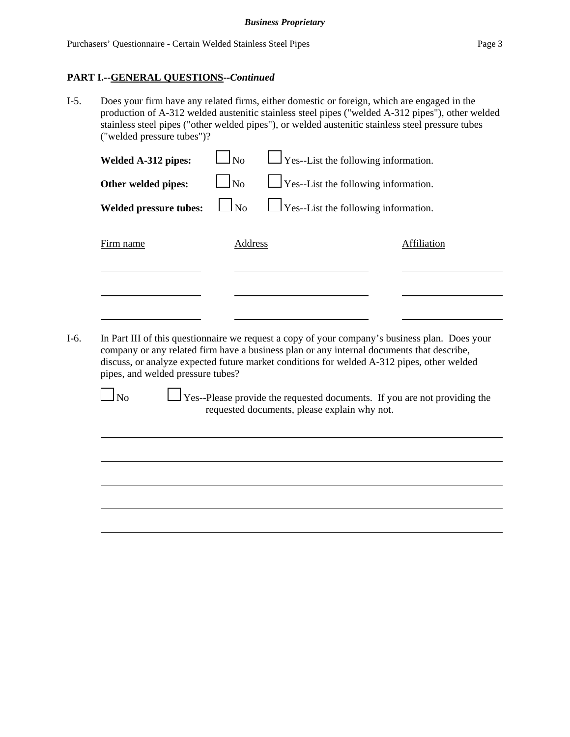**PART I.--GENERAL QUESTIONS--*Continued***

I-5. Does your firm have any related firms, either domestic or foreign, which are engaged in the production of A-312 welded austenitic stainless steel pipes ("welded A-312 pipes"), other welded stainless steel pipes ("other welded pipes"), or welded austenitic stainless steel pressure tubes ("welded pressure tubes")?

**Welded A-312 pipes:** ☐ No ☐ Yes--List the following information.

**Other welded pipes:** ☐ No ☐ Yes--List the following information.

**Welded pressure tubes:** ☐ No ☐ Yes--List the following information.

| Firm name | Address | Affiliation |
|---|---|---|
| | | |
| | | |
| | | |

I-6. In Part III of this questionnaire we request a copy of your company's business plan. Does your company or any related firm have a business plan or any internal documents that describe, discuss, or analyze expected future market conditions for welded A-312 pipes, other welded pipes, and welded pressure tubes?

☐ No ☐ Yes--Please provide the requested documents. If you are not providing the requested documents, please explain why not.

______________________________________________________________________

______________________________________________________________________

______________________________________________________________________

______________________________________________________________________

______________________________________________________________________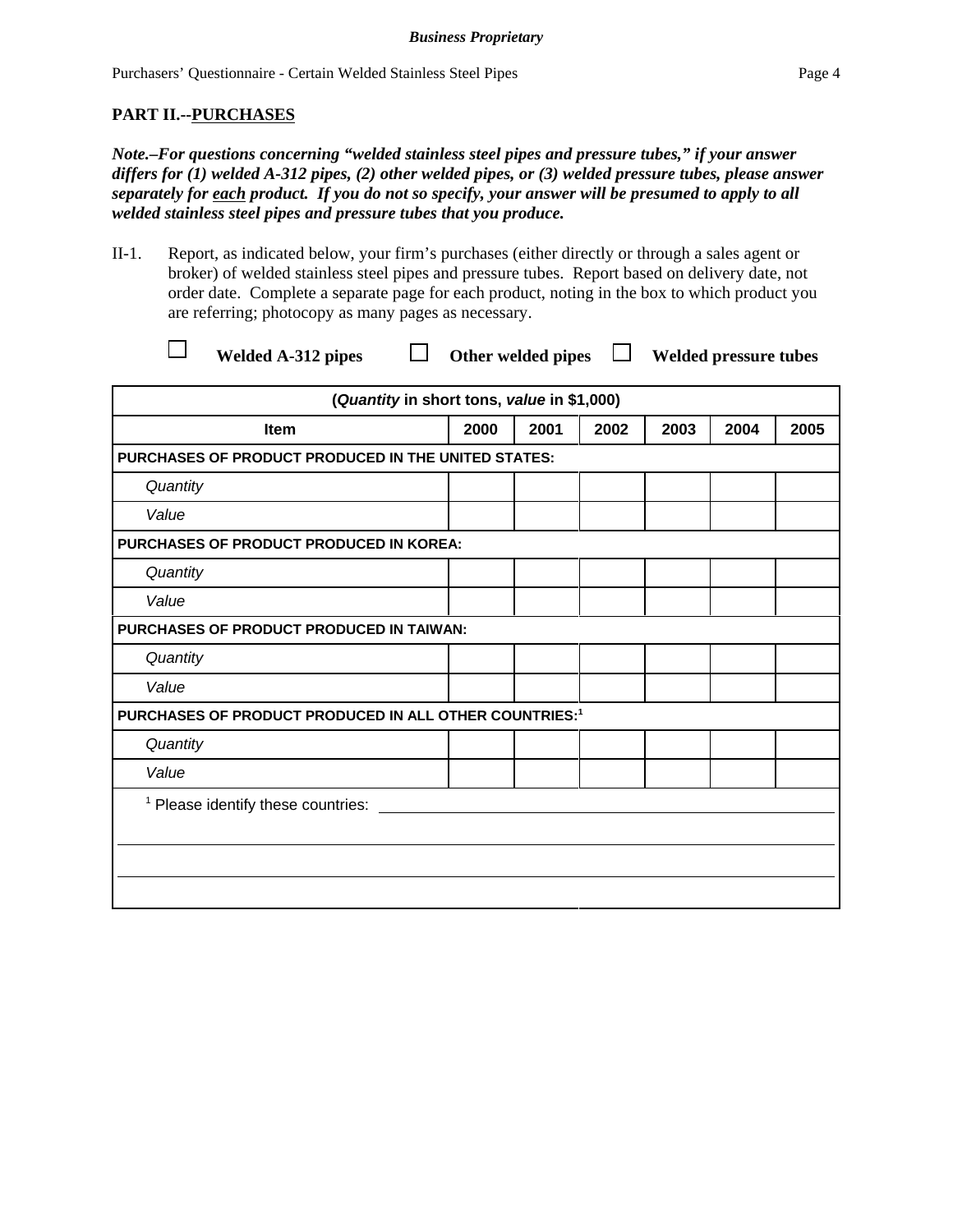## PART II.--PURCHASES

***Note.–For questions concerning "welded stainless steel pipes and pressure tubes," if your answer differs for (1) welded A-312 pipes, (2) other welded pipes, or (3) welded pressure tubes, please answer separately for each product. If you do not so specify, your answer will be presumed to apply to all welded stainless steel pipes and pressure tubes that you produce.***

II-1. Report, as indicated below, your firm's purchases (either directly or through a sales agent or broker) of welded stainless steel pipes and pressure tubes. Report based on delivery date, not order date. Complete a separate page for each product, noting in the box to which product you are referring; photocopy as many pages as necessary.

☐ **Welded A-312 pipes** ☐ **Other welded pipes** ☐ **Welded pressure tubes**

| (*Quantity* in short tons, *value* in $1,000) | | | | | | |
|---|---|---|---|---|---|---|
| **Item** | **2000** | **2001** | **2002** | **2003** | **2004** | **2005** |
| **PURCHASES OF PRODUCT PRODUCED IN THE UNITED STATES:** | | | | | | |
| *Quantity* | | | | | | |
| *Value* | | | | | | |
| **PURCHASES OF PRODUCT PRODUCED IN KOREA:** | | | | | | |
| *Quantity* | | | | | | |
| *Value* | | | | | | |
| **PURCHASES OF PRODUCT PRODUCED IN TAIWAN:** | | | | | | |
| *Quantity* | | | | | | |
| *Value* | | | | | | |
| **PURCHASES OF PRODUCT PRODUCED IN ALL OTHER COUNTRIES:[1]** | | | | | | |
| *Quantity* | | | | | | |
| *Value* | | | | | | |

[1] Please identify these countries: ____________________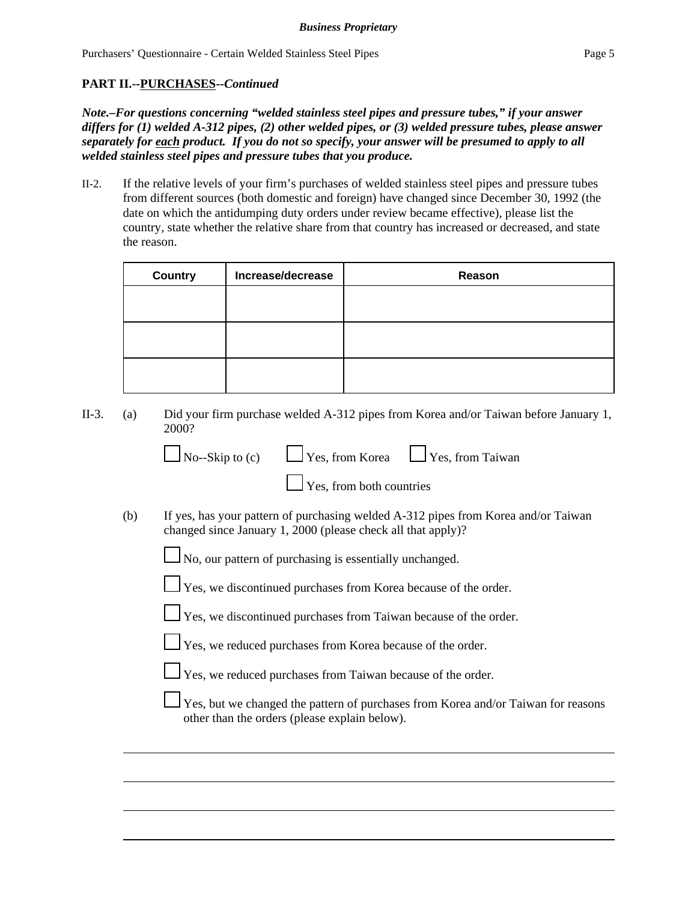**PART II.--PURCHASES--*Continued***

***Note.–For questions concerning "welded stainless steel pipes and pressure tubes," if your answer differs for (1) welded A-312 pipes, (2) other welded pipes, or (3) welded pressure tubes, please answer separately for each product. If you do not so specify, your answer will be presumed to apply to all welded stainless steel pipes and pressure tubes that you produce.***

II-2. If the relative levels of your firm's purchases of welded stainless steel pipes and pressure tubes from different sources (both domestic and foreign) have changed since December 30, 1992 (the date on which the antidumping duty orders under review became effective), please list the country, state whether the relative share from that country has increased or decreased, and state the reason.

| Country | Increase/decrease | Reason |
|---|---|---|
| | | |
| | | |
| | | |

II-3. (a) Did your firm purchase welded A-312 pipes from Korea and/or Taiwan before January 1, 2000?

☐ No--Skip to (c) ☐ Yes, from Korea ☐ Yes, from Taiwan

☐ Yes, from both countries

(b) If yes, has your pattern of purchasing welded A-312 pipes from Korea and/or Taiwan changed since January 1, 2000 (please check all that apply)?

☐ No, our pattern of purchasing is essentially unchanged.

☐ Yes, we discontinued purchases from Korea because of the order.

☐ Yes, we discontinued purchases from Taiwan because of the order.

☐ Yes, we reduced purchases from Korea because of the order.

☐ Yes, we reduced purchases from Taiwan because of the order.

☐ Yes, but we changed the pattern of purchases from Korea and/or Taiwan for reasons other than the orders (please explain below).

______________________________________________________________________

______________________________________________________________________

______________________________________________________________________

______________________________________________________________________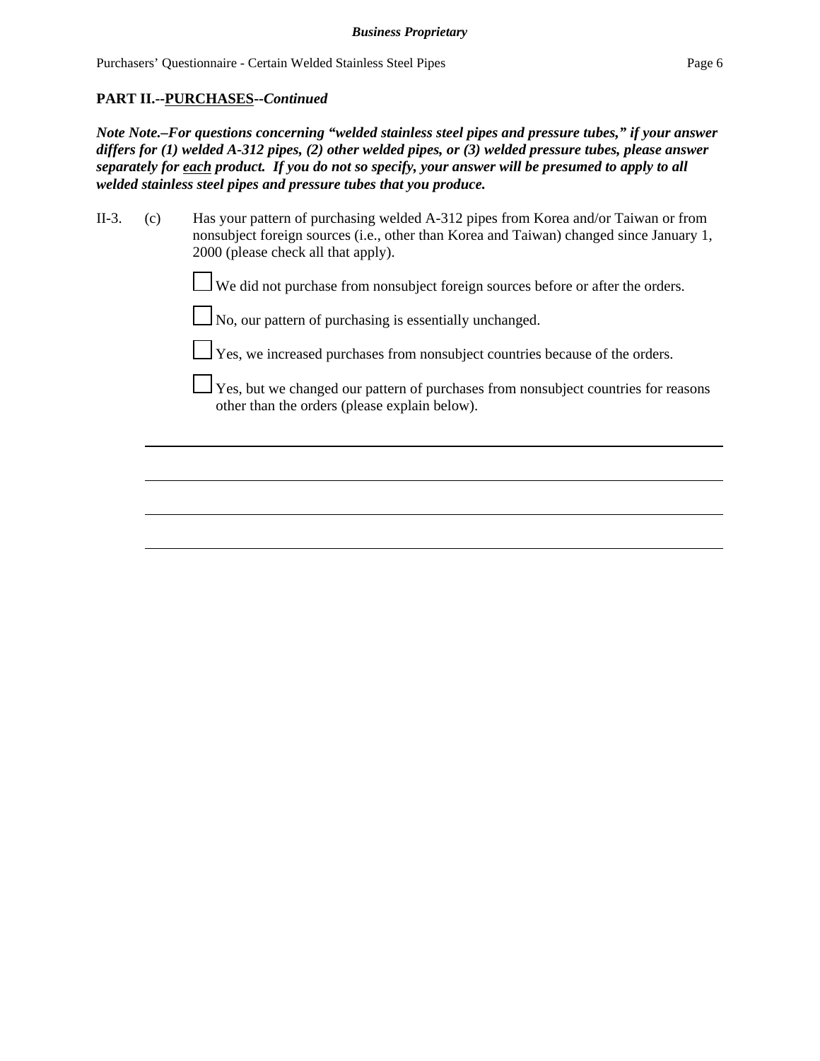## PART II.--PURCHASES--*Continued*

***Note Note.–For questions concerning "welded stainless steel pipes and pressure tubes," if your answer differs for (1) welded A-312 pipes, (2) other welded pipes, or (3) welded pressure tubes, please answer separately for each product. If you do not so specify, your answer will be presumed to apply to all welded stainless steel pipes and pressure tubes that you produce.***

II-3. (c) Has your pattern of purchasing welded A-312 pipes from Korea and/or Taiwan or from nonsubject foreign sources (i.e., other than Korea and Taiwan) changed since January 1, 2000 (please check all that apply).

☐ We did not purchase from nonsubject foreign sources before or after the orders.

☐ No, our pattern of purchasing is essentially unchanged.

☐ Yes, we increased purchases from nonsubject countries because of the orders.

☐ Yes, but we changed our pattern of purchases from nonsubject countries for reasons other than the orders (please explain below).

______________________________________________________________________

______________________________________________________________________

______________________________________________________________________

______________________________________________________________________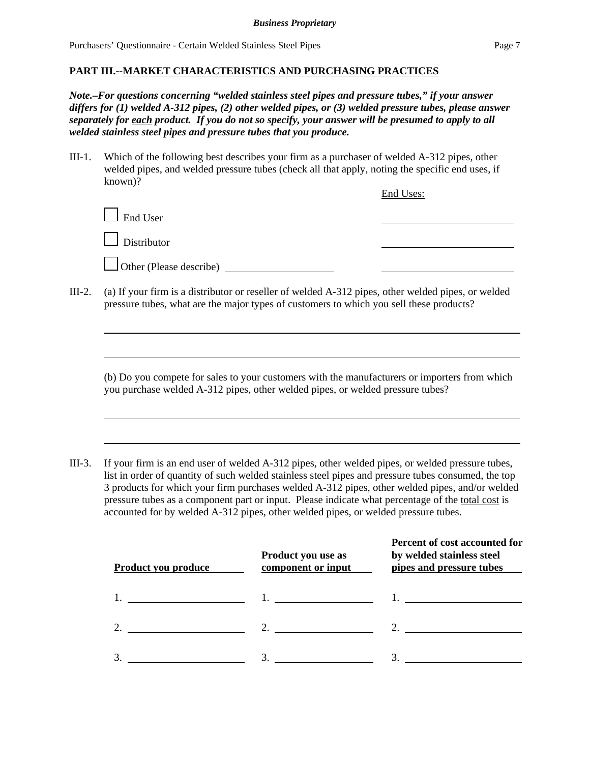## PART III.--MARKET CHARACTERISTICS AND PURCHASING PRACTICES

***Note.–For questions concerning "welded stainless steel pipes and pressure tubes," if your answer differs for (1) welded A-312 pipes, (2) other welded pipes, or (3) welded pressure tubes, please answer separately for each product. If you do not so specify, your answer will be presumed to apply to all welded stainless steel pipes and pressure tubes that you produce.***

III-1. Which of the following best describes your firm as a purchaser of welded A-312 pipes, other welded pipes, and welded pressure tubes (check all that apply, noting the specific end uses, if known)?

| | End Uses: |
|---|---|
| ☐ End User | ______________ |
| ☐ Distributor | ______________ |
| ☐ Other (Please describe) ______________ | ______________ |

III-2. (a) If your firm is a distributor or reseller of welded A-312 pipes, other welded pipes, or welded pressure tubes, what are the major types of customers to which you sell these products?

______________________________________________________________

______________________________________________________________

(b) Do you compete for sales to your customers with the manufacturers or importers from which you purchase welded A-312 pipes, other welded pipes, or welded pressure tubes?

______________________________________________________________

______________________________________________________________

III-3. If your firm is an end user of welded A-312 pipes, other welded pipes, or welded pressure tubes, list in order of quantity of such welded stainless steel pipes and pressure tubes consumed, the top 3 products for which your firm purchases welded A-312 pipes, other welded pipes, and/or welded pressure tubes as a component part or input. Please indicate what percentage of the total cost is accounted for by welded A-312 pipes, other welded pipes, or welded pressure tubes.

| Product you produce | Product you use as component or input | Percent of cost accounted for by welded stainless steel pipes and pressure tubes |
|---|---|---|
| 1. | 1. | 1. |
| 2. | 2. | 2. |
| 3. | 3. | 3. |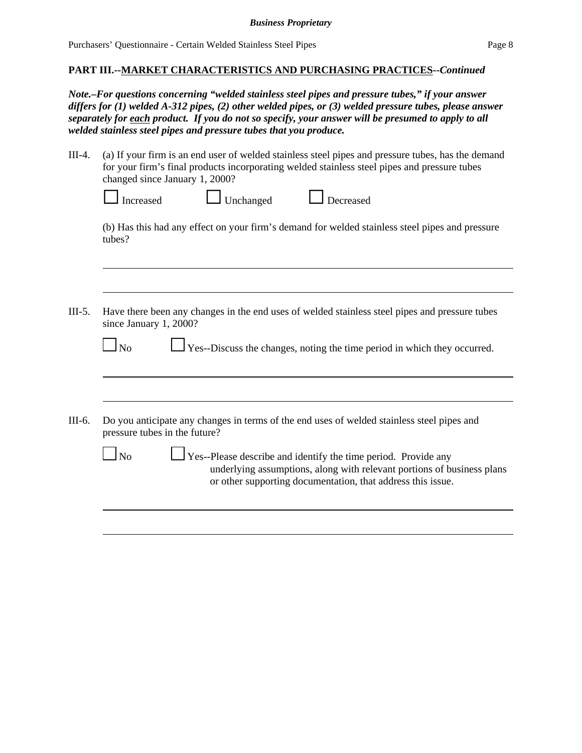## PART III.--MARKET CHARACTERISTICS AND PURCHASING PRACTICES--*Continued*

***Note.–For questions concerning "welded stainless steel pipes and pressure tubes," if your answer differs for (1) welded A-312 pipes, (2) other welded pipes, or (3) welded pressure tubes, please answer separately for each product. If you do not so specify, your answer will be presumed to apply to all welded stainless steel pipes and pressure tubes that you produce.***

III-4. (a) If your firm is an end user of welded stainless steel pipes and pressure tubes, has the demand for your firm's final products incorporating welded stainless steel pipes and pressure tubes changed since January 1, 2000?

☐ Increased ☐ Unchanged ☐ Decreased

(b) Has this had any effect on your firm's demand for welded stainless steel pipes and pressure tubes?

______________________________________________________________________________

______________________________________________________________________________

III-5. Have there been any changes in the end uses of welded stainless steel pipes and pressure tubes since January 1, 2000?

☐ No ☐ Yes--Discuss the changes, noting the time period in which they occurred.

______________________________________________________________________________

______________________________________________________________________________

III-6. Do you anticipate any changes in terms of the end uses of welded stainless steel pipes and pressure tubes in the future?

☐ No ☐ Yes--Please describe and identify the time period. Provide any underlying assumptions, along with relevant portions of business plans or other supporting documentation, that address this issue.

______________________________________________________________________________

______________________________________________________________________________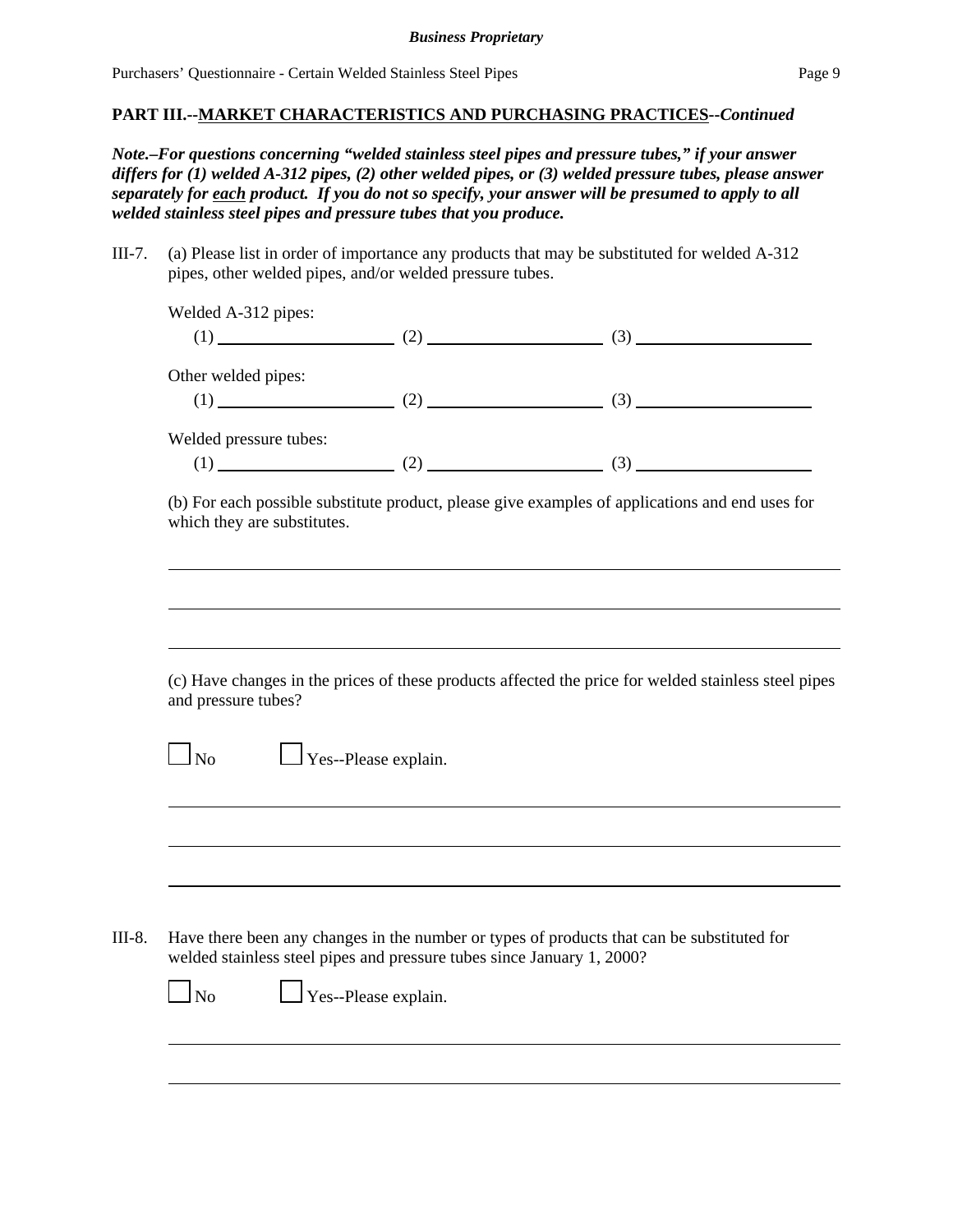**PART III.--MARKET CHARACTERISTICS AND PURCHASING PRACTICES--*Continued***

***Note.–For questions concerning "welded stainless steel pipes and pressure tubes," if your answer differs for (1) welded A-312 pipes, (2) other welded pipes, or (3) welded pressure tubes, please answer separately for each product. If you do not so specify, your answer will be presumed to apply to all welded stainless steel pipes and pressure tubes that you produce.***

III-7. (a) Please list in order of importance any products that may be substituted for welded A-312 pipes, other welded pipes, and/or welded pressure tubes.

Welded A-312 pipes:
(1) ____________________ (2) ____________________ (3) ____________________

Other welded pipes:
(1) ____________________ (2) ____________________ (3) ____________________

Welded pressure tubes:
(1) ____________________ (2) ____________________ (3) ____________________

(b) For each possible substitute product, please give examples of applications and end uses for which they are substitutes.

______________________________________________________________________________

______________________________________________________________________________

______________________________________________________________________________

(c) Have changes in the prices of these products affected the price for welded stainless steel pipes and pressure tubes?

☐ No ☐ Yes--Please explain.

______________________________________________________________________________

______________________________________________________________________________

______________________________________________________________________________

III-8. Have there been any changes in the number or types of products that can be substituted for welded stainless steel pipes and pressure tubes since January 1, 2000?

☐ No ☐ Yes--Please explain.

______________________________________________________________________________

______________________________________________________________________________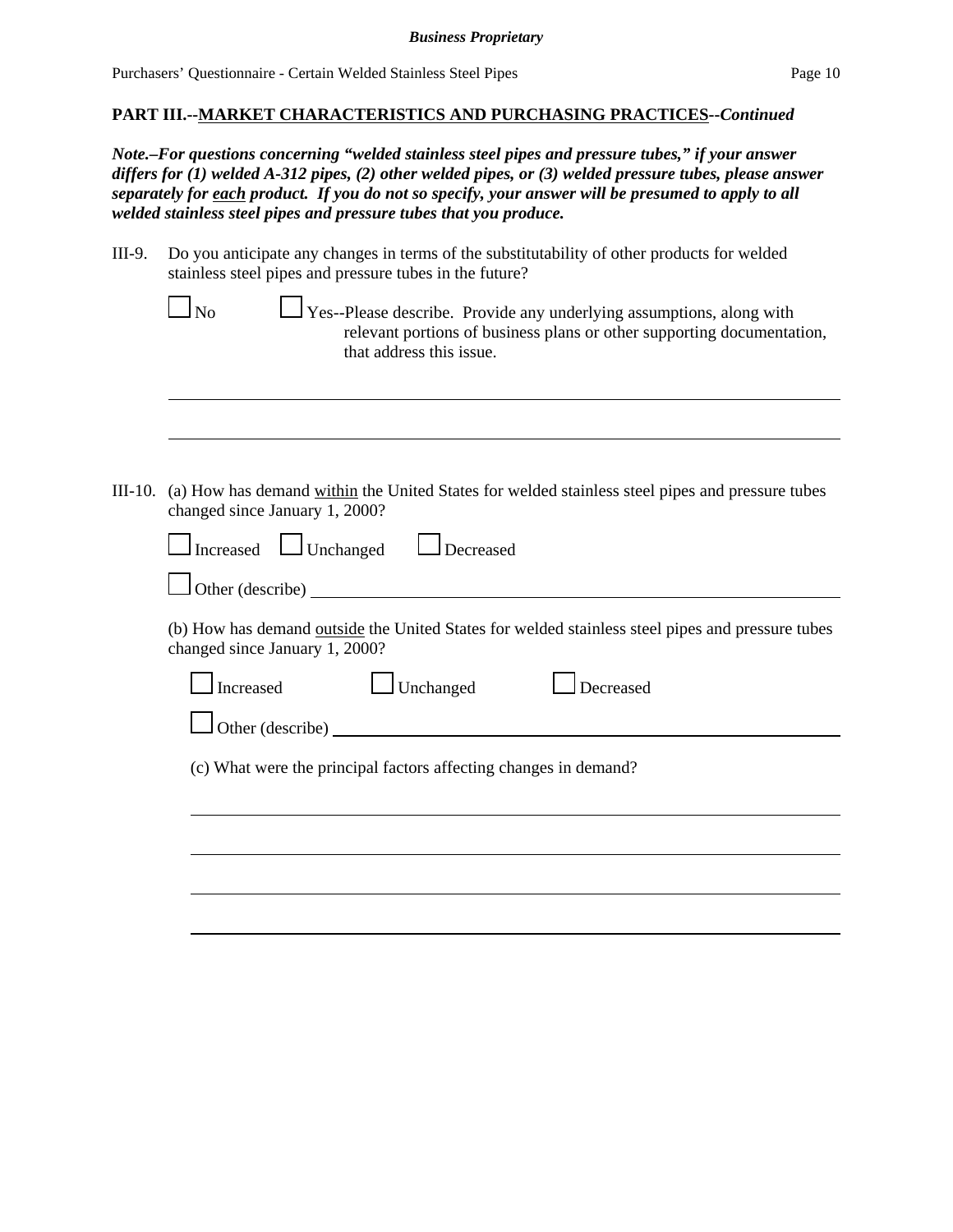**PART III.--MARKET CHARACTERISTICS AND PURCHASING PRACTICES--*Continued***

***Note.–For questions concerning "welded stainless steel pipes and pressure tubes," if your answer differs for (1) welded A-312 pipes, (2) other welded pipes, or (3) welded pressure tubes, please answer separately for each product. If you do not so specify, your answer will be presumed to apply to all welded stainless steel pipes and pressure tubes that you produce.***

III-9. Do you anticipate any changes in terms of the substitutability of other products for welded stainless steel pipes and pressure tubes in the future?

☐ No ☐ Yes--Please describe. Provide any underlying assumptions, along with relevant portions of business plans or other supporting documentation, that address this issue.

\_\_\_\_\_\_\_\_\_\_\_\_\_\_\_\_\_\_\_\_\_\_\_\_\_\_\_\_\_\_\_\_\_\_\_\_\_\_\_\_\_\_\_\_\_\_\_\_\_\_\_\_\_\_\_\_\_\_\_\_

\_\_\_\_\_\_\_\_\_\_\_\_\_\_\_\_\_\_\_\_\_\_\_\_\_\_\_\_\_\_\_\_\_\_\_\_\_\_\_\_\_\_\_\_\_\_\_\_\_\_\_\_\_\_\_\_\_\_\_\_

III-10. (a) How has demand within the United States for welded stainless steel pipes and pressure tubes changed since January 1, 2000?

☐ Increased ☐ Unchanged ☐ Decreased

☐ Other (describe) \_\_\_\_\_\_\_\_\_\_\_\_\_\_\_\_\_\_\_\_\_\_\_\_\_\_\_\_\_\_\_\_\_\_\_\_\_\_\_\_\_\_\_\_

(b) How has demand outside the United States for welded stainless steel pipes and pressure tubes changed since January 1, 2000?

☐ Increased ☐ Unchanged ☐ Decreased

☐ Other (describe) \_\_\_\_\_\_\_\_\_\_\_\_\_\_\_\_\_\_\_\_\_\_\_\_\_\_\_\_\_\_\_\_\_\_\_\_\_\_\_\_\_\_\_\_

(c) What were the principal factors affecting changes in demand?

\_\_\_\_\_\_\_\_\_\_\_\_\_\_\_\_\_\_\_\_\_\_\_\_\_\_\_\_\_\_\_\_\_\_\_\_\_\_\_\_\_\_\_\_\_\_\_\_\_\_\_\_\_\_\_\_\_\_\_\_

\_\_\_\_\_\_\_\_\_\_\_\_\_\_\_\_\_\_\_\_\_\_\_\_\_\_\_\_\_\_\_\_\_\_\_\_\_\_\_\_\_\_\_\_\_\_\_\_\_\_\_\_\_\_\_\_\_\_\_\_

\_\_\_\_\_\_\_\_\_\_\_\_\_\_\_\_\_\_\_\_\_\_\_\_\_\_\_\_\_\_\_\_\_\_\_\_\_\_\_\_\_\_\_\_\_\_\_\_\_\_\_\_\_\_\_\_\_\_\_\_

\_\_\_\_\_\_\_\_\_\_\_\_\_\_\_\_\_\_\_\_\_\_\_\_\_\_\_\_\_\_\_\_\_\_\_\_\_\_\_\_\_\_\_\_\_\_\_\_\_\_\_\_\_\_\_\_\_\_\_\_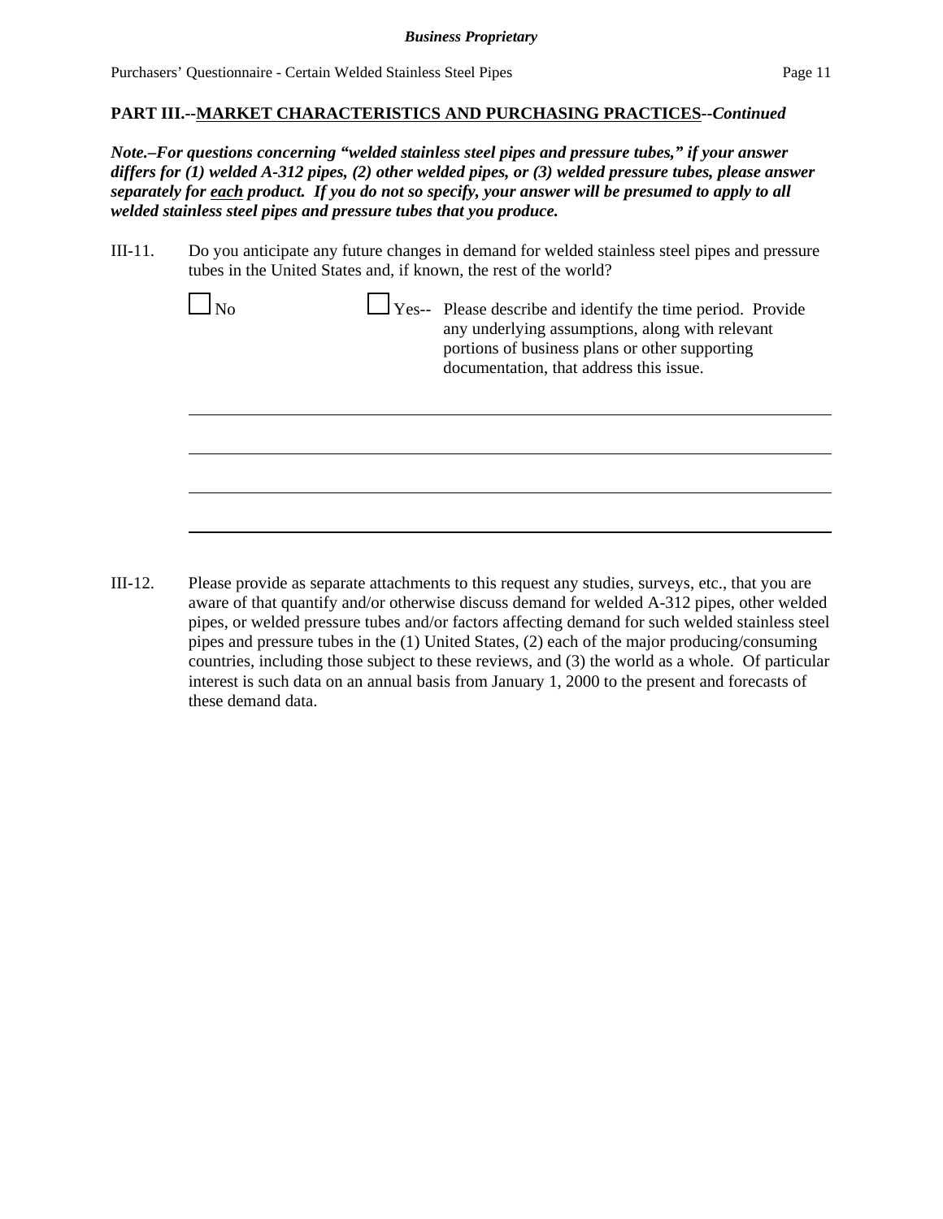**PART III.--MARKET CHARACTERISTICS AND PURCHASING PRACTICES--*Continued***

***Note.–For questions concerning "welded stainless steel pipes and pressure tubes," if your answer differs for (1) welded A-312 pipes, (2) other welded pipes, or (3) welded pressure tubes, please answer separately for each product. If you do not so specify, your answer will be presumed to apply to all welded stainless steel pipes and pressure tubes that you produce.***

III-11. Do you anticipate any future changes in demand for welded stainless steel pipes and pressure tubes in the United States and, if known, the rest of the world?

☐ No ☐ Yes-- Please describe and identify the time period. Provide any underlying assumptions, along with relevant portions of business plans or other supporting documentation, that address this issue.

\_\_\_\_\_\_\_\_\_\_\_\_\_\_\_\_\_\_\_\_\_\_\_\_\_\_\_\_\_\_\_\_\_\_\_\_\_\_\_\_\_\_\_\_\_\_\_\_\_\_\_\_\_\_\_\_\_\_\_\_\_\_\_\_\_\_\_\_\_\_

\_\_\_\_\_\_\_\_\_\_\_\_\_\_\_\_\_\_\_\_\_\_\_\_\_\_\_\_\_\_\_\_\_\_\_\_\_\_\_\_\_\_\_\_\_\_\_\_\_\_\_\_\_\_\_\_\_\_\_\_\_\_\_\_\_\_\_\_\_\_

\_\_\_\_\_\_\_\_\_\_\_\_\_\_\_\_\_\_\_\_\_\_\_\_\_\_\_\_\_\_\_\_\_\_\_\_\_\_\_\_\_\_\_\_\_\_\_\_\_\_\_\_\_\_\_\_\_\_\_\_\_\_\_\_\_\_\_\_\_\_

\_\_\_\_\_\_\_\_\_\_\_\_\_\_\_\_\_\_\_\_\_\_\_\_\_\_\_\_\_\_\_\_\_\_\_\_\_\_\_\_\_\_\_\_\_\_\_\_\_\_\_\_\_\_\_\_\_\_\_\_\_\_\_\_\_\_\_\_\_\_

III-12. Please provide as separate attachments to this request any studies, surveys, etc., that you are aware of that quantify and/or otherwise discuss demand for welded A-312 pipes, other welded pipes, or welded pressure tubes and/or factors affecting demand for such welded stainless steel pipes and pressure tubes in the (1) United States, (2) each of the major producing/consuming countries, including those subject to these reviews, and (3) the world as a whole. Of particular interest is such data on an annual basis from January 1, 2000 to the present and forecasts of these demand data.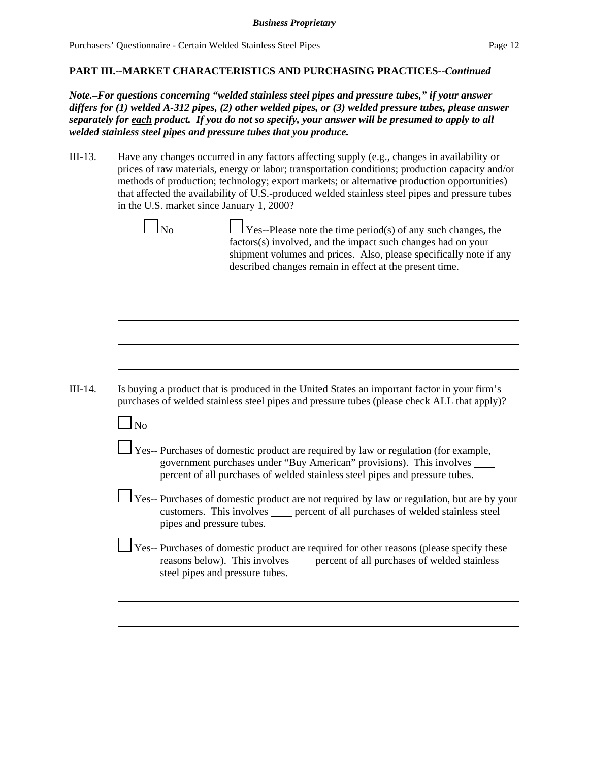**PART III.--MARKET CHARACTERISTICS AND PURCHASING PRACTICES--*Continued***

***Note.–For questions concerning "welded stainless steel pipes and pressure tubes," if your answer differs for (1) welded A-312 pipes, (2) other welded pipes, or (3) welded pressure tubes, please answer separately for each product. If you do not so specify, your answer will be presumed to apply to all welded stainless steel pipes and pressure tubes that you produce.***

III-13. Have any changes occurred in any factors affecting supply (e.g., changes in availability or prices of raw materials, energy or labor; transportation conditions; production capacity and/or methods of production; technology; export markets; or alternative production opportunities) that affected the availability of U.S.-produced welded stainless steel pipes and pressure tubes in the U.S. market since January 1, 2000?

☐ No

☐ Yes--Please note the time period(s) of any such changes, the factors(s) involved, and the impact such changes had on your shipment volumes and prices. Also, please specifically note if any described changes remain in effect at the present time.

\_\_\_\_\_\_\_\_\_\_\_\_\_\_\_\_\_\_\_\_\_\_\_\_\_\_\_\_\_\_\_\_\_\_\_\_\_\_\_\_\_\_\_\_\_\_\_\_\_\_\_\_\_\_\_\_\_\_\_\_\_\_\_\_

\_\_\_\_\_\_\_\_\_\_\_\_\_\_\_\_\_\_\_\_\_\_\_\_\_\_\_\_\_\_\_\_\_\_\_\_\_\_\_\_\_\_\_\_\_\_\_\_\_\_\_\_\_\_\_\_\_\_\_\_\_\_\_\_

\_\_\_\_\_\_\_\_\_\_\_\_\_\_\_\_\_\_\_\_\_\_\_\_\_\_\_\_\_\_\_\_\_\_\_\_\_\_\_\_\_\_\_\_\_\_\_\_\_\_\_\_\_\_\_\_\_\_\_\_\_\_\_\_

\_\_\_\_\_\_\_\_\_\_\_\_\_\_\_\_\_\_\_\_\_\_\_\_\_\_\_\_\_\_\_\_\_\_\_\_\_\_\_\_\_\_\_\_\_\_\_\_\_\_\_\_\_\_\_\_\_\_\_\_\_\_\_\_

III-14. Is buying a product that is produced in the United States an important factor in your firm's purchases of welded stainless steel pipes and pressure tubes (please check ALL that apply)?

☐ No

☐ Yes-- Purchases of domestic product are required by law or regulation (for example, government purchases under "Buy American" provisions). This involves \_\_\_\_ percent of all purchases of welded stainless steel pipes and pressure tubes.

☐ Yes-- Purchases of domestic product are not required by law or regulation, but are by your customers. This involves \_\_\_\_ percent of all purchases of welded stainless steel pipes and pressure tubes.

☐ Yes-- Purchases of domestic product are required for other reasons (please specify these reasons below). This involves \_\_\_\_ percent of all purchases of welded stainless steel pipes and pressure tubes.

\_\_\_\_\_\_\_\_\_\_\_\_\_\_\_\_\_\_\_\_\_\_\_\_\_\_\_\_\_\_\_\_\_\_\_\_\_\_\_\_\_\_\_\_\_\_\_\_\_\_\_\_\_\_\_\_\_\_\_\_\_\_\_\_

\_\_\_\_\_\_\_\_\_\_\_\_\_\_\_\_\_\_\_\_\_\_\_\_\_\_\_\_\_\_\_\_\_\_\_\_\_\_\_\_\_\_\_\_\_\_\_\_\_\_\_\_\_\_\_\_\_\_\_\_\_\_\_\_

\_\_\_\_\_\_\_\_\_\_\_\_\_\_\_\_\_\_\_\_\_\_\_\_\_\_\_\_\_\_\_\_\_\_\_\_\_\_\_\_\_\_\_\_\_\_\_\_\_\_\_\_\_\_\_\_\_\_\_\_\_\_\_\_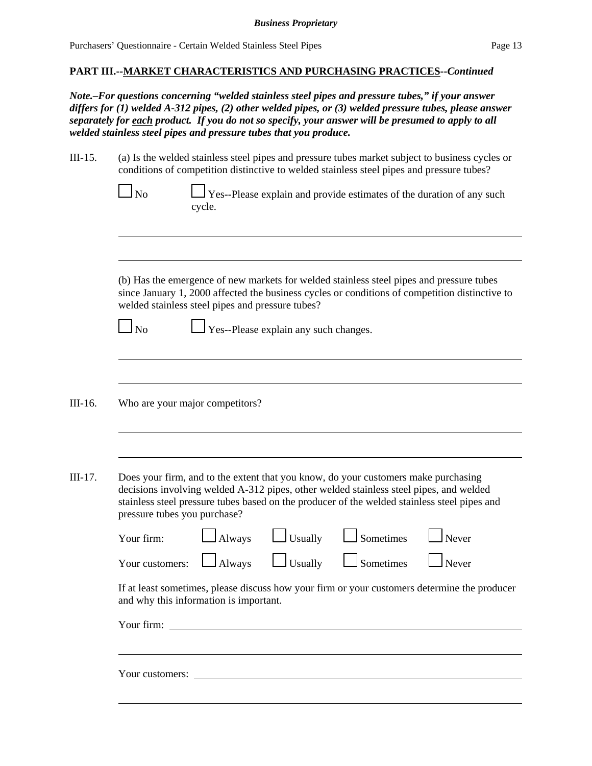**PART III.--MARKET CHARACTERISTICS AND PURCHASING PRACTICES--*Continued***

***Note.–For questions concerning "welded stainless steel pipes and pressure tubes," if your answer differs for (1) welded A-312 pipes, (2) other welded pipes, or (3) welded pressure tubes, please answer separately for each product. If you do not so specify, your answer will be presumed to apply to all welded stainless steel pipes and pressure tubes that you produce.***

III-15. (a) Is the welded stainless steel pipes and pressure tubes market subject to business cycles or conditions of competition distinctive to welded stainless steel pipes and pressure tubes?

☐ No ☐ Yes--Please explain and provide estimates of the duration of any such cycle.

______________________________________________________________________

______________________________________________________________________

(b) Has the emergence of new markets for welded stainless steel pipes and pressure tubes since January 1, 2000 affected the business cycles or conditions of competition distinctive to welded stainless steel pipes and pressure tubes?

☐ No ☐ Yes--Please explain any such changes.

______________________________________________________________________

______________________________________________________________________

III-16. Who are your major competitors?

______________________________________________________________________

______________________________________________________________________

III-17. Does your firm, and to the extent that you know, do your customers make purchasing decisions involving welded A-312 pipes, other welded stainless steel pipes, and welded stainless steel pressure tubes based on the producer of the welded stainless steel pipes and pressure tubes you purchase?

Your firm: ☐ Always ☐ Usually ☐ Sometimes ☐ Never

Your customers: ☐ Always ☐ Usually ☐ Sometimes ☐ Never

If at least sometimes, please discuss how your firm or your customers determine the producer and why this information is important.

Your firm: ______________________________________________________________

______________________________________________________________________

Your customers: __________________________________________________________

______________________________________________________________________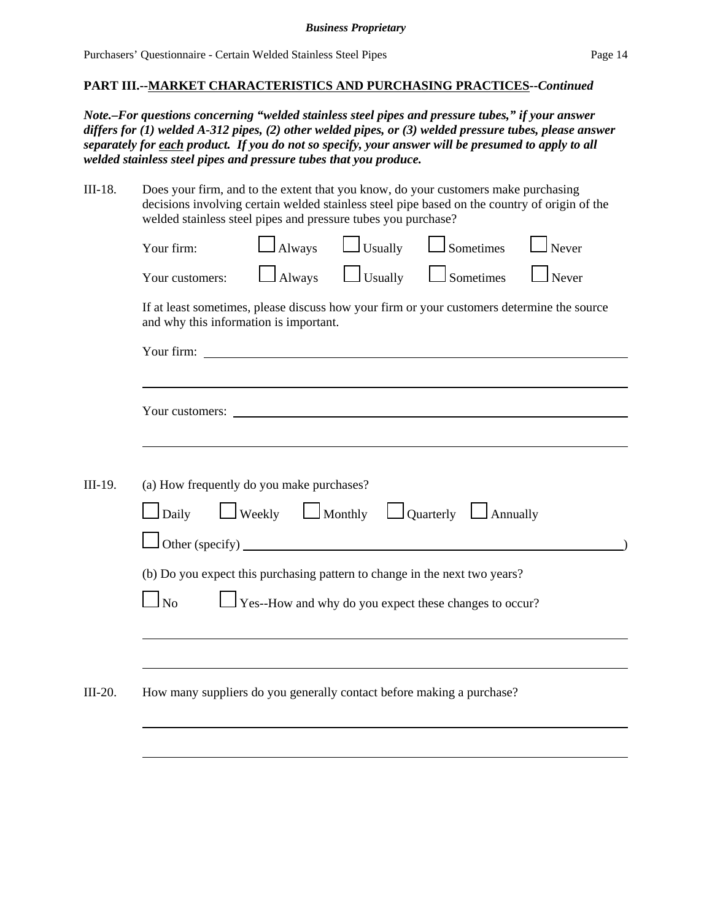## PART III.--MARKET CHARACTERISTICS AND PURCHASING PRACTICES--*Continued*

***Note.–For questions concerning "welded stainless steel pipes and pressure tubes," if your answer differs for (1) welded A-312 pipes, (2) other welded pipes, or (3) welded pressure tubes, please answer separately for each product. If you do not so specify, your answer will be presumed to apply to all welded stainless steel pipes and pressure tubes that you produce.***

III-18. Does your firm, and to the extent that you know, do your customers make purchasing decisions involving certain welded stainless steel pipe based on the country of origin of the welded stainless steel pipes and pressure tubes you purchase?

Your firm: ☐ Always ☐ Usually ☐ Sometimes ☐ Never

Your customers: ☐ Always ☐ Usually ☐ Sometimes ☐ Never

If at least sometimes, please discuss how your firm or your customers determine the source and why this information is important.

Your firm: ______________________________________________

______________________________________________

Your customers: ______________________________________________

______________________________________________

III-19. (a) How frequently do you make purchases?

☐ Daily ☐ Weekly ☐ Monthly ☐ Quarterly ☐ Annually

☐ Other (specify) ______________________________________________)

(b) Do you expect this purchasing pattern to change in the next two years?

☐ No ☐ Yes--How and why do you expect these changes to occur?

______________________________________________

______________________________________________

III-20. How many suppliers do you generally contact before making a purchase?

______________________________________________

______________________________________________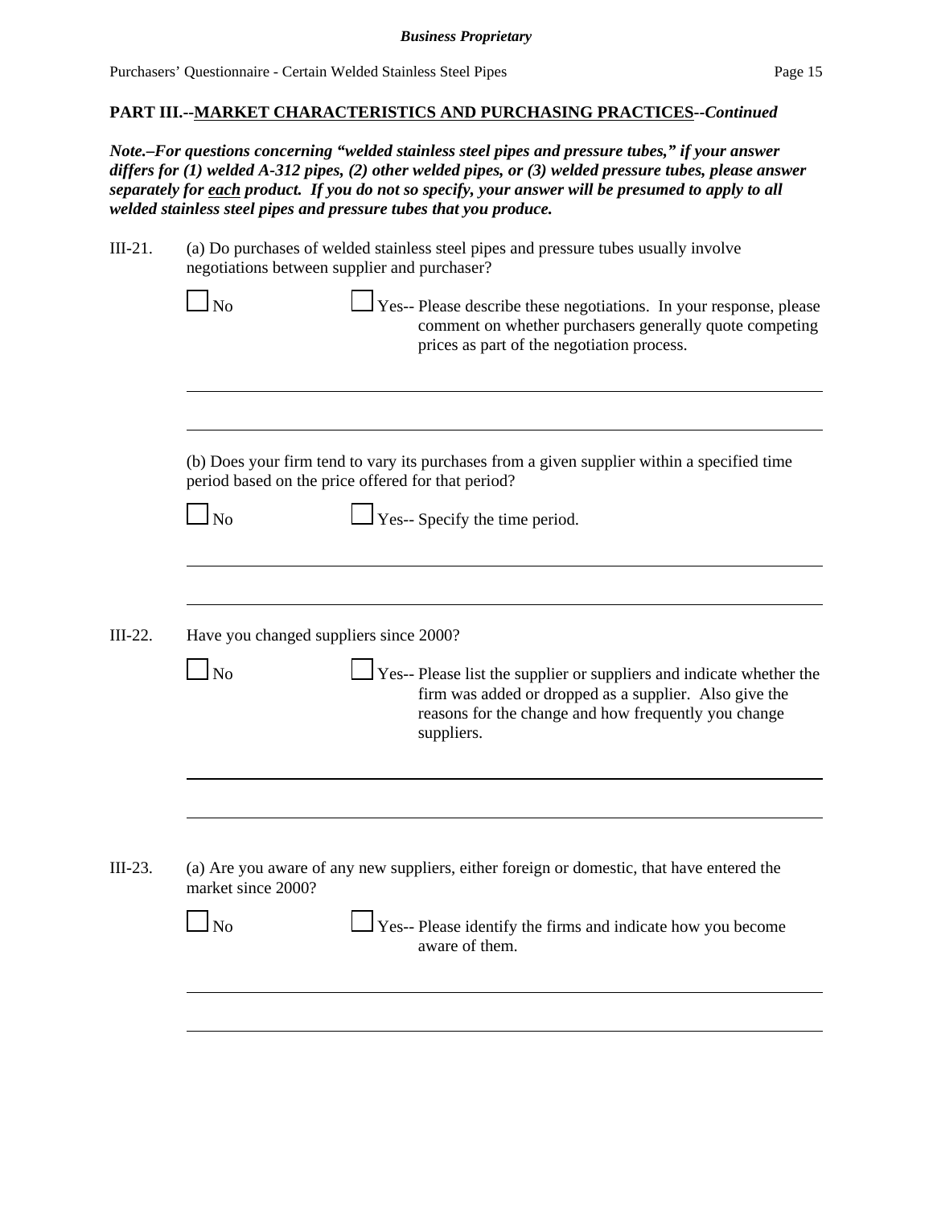**PART III.--MARKET CHARACTERISTICS AND PURCHASING PRACTICES--*Continued***

***Note.–For questions concerning "welded stainless steel pipes and pressure tubes," if your answer differs for (1) welded A-312 pipes, (2) other welded pipes, or (3) welded pressure tubes, please answer separately for <u>each</u> product. If you do not so specify, your answer will be presumed to apply to all welded stainless steel pipes and pressure tubes that you produce.***

III-21. (a) Do purchases of welded stainless steel pipes and pressure tubes usually involve negotiations between supplier and purchaser?

☐ No ☐ Yes-- Please describe these negotiations. In your response, please comment on whether purchasers generally quote competing prices as part of the negotiation process.

___________________________________________________________________________

___________________________________________________________________________

(b) Does your firm tend to vary its purchases from a given supplier within a specified time period based on the price offered for that period?

☐ No ☐ Yes-- Specify the time period.

___________________________________________________________________________

___________________________________________________________________________

III-22. Have you changed suppliers since 2000?

☐ No ☐ Yes-- Please list the supplier or suppliers and indicate whether the firm was added or dropped as a supplier. Also give the reasons for the change and how frequently you change suppliers.

___________________________________________________________________________

___________________________________________________________________________

III-23. (a) Are you aware of any new suppliers, either foreign or domestic, that have entered the market since 2000?

☐ No ☐ Yes-- Please identify the firms and indicate how you become aware of them.

___________________________________________________________________________

___________________________________________________________________________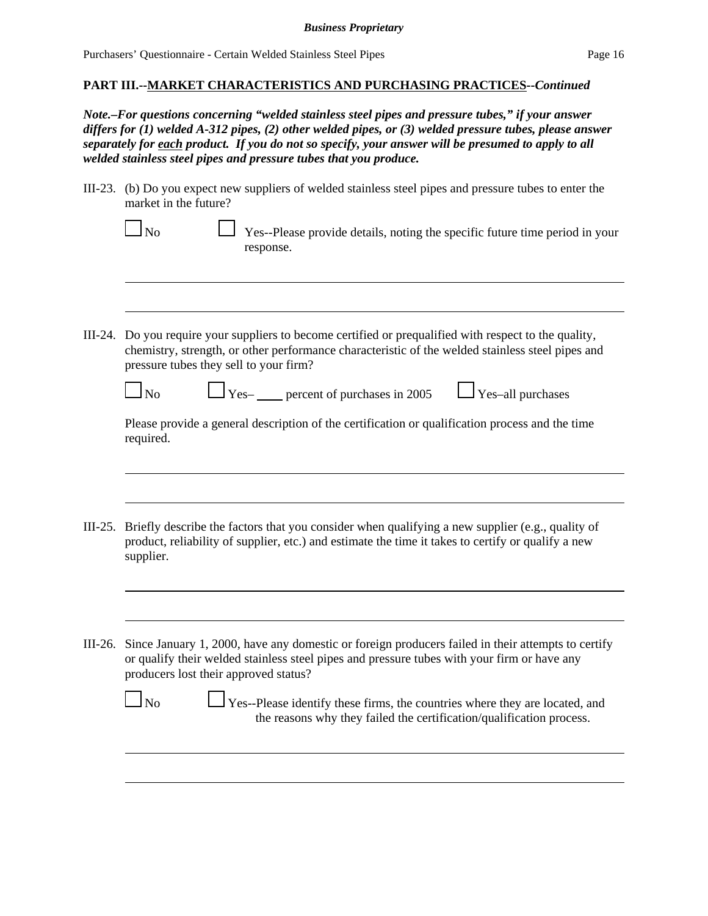**PART III.--MARKET CHARACTERISTICS AND PURCHASING PRACTICES--*Continued***

***Note.–For questions concerning "welded stainless steel pipes and pressure tubes," if your answer differs for (1) welded A-312 pipes, (2) other welded pipes, or (3) welded pressure tubes, please answer separately for each product. If you do not so specify, your answer will be presumed to apply to all welded stainless steel pipes and pressure tubes that you produce.***

III-23. (b) Do you expect new suppliers of welded stainless steel pipes and pressure tubes to enter the market in the future?

☐ No ☐ Yes--Please provide details, noting the specific future time period in your response.

___________________________________________________________________________

___________________________________________________________________________

III-24. Do you require your suppliers to become certified or prequalified with respect to the quality, chemistry, strength, or other performance characteristic of the welded stainless steel pipes and pressure tubes they sell to your firm?

☐ No ☐ Yes– ____ percent of purchases in 2005 ☐ Yes–all purchases

Please provide a general description of the certification or qualification process and the time required.

___________________________________________________________________________

___________________________________________________________________________

III-25. Briefly describe the factors that you consider when qualifying a new supplier (e.g., quality of product, reliability of supplier, etc.) and estimate the time it takes to certify or qualify a new supplier.

___________________________________________________________________________

___________________________________________________________________________

III-26. Since January 1, 2000, have any domestic or foreign producers failed in their attempts to certify or qualify their welded stainless steel pipes and pressure tubes with your firm or have any producers lost their approved status?

☐ No ☐ Yes--Please identify these firms, the countries where they are located, and the reasons why they failed the certification/qualification process.

___________________________________________________________________________

___________________________________________________________________________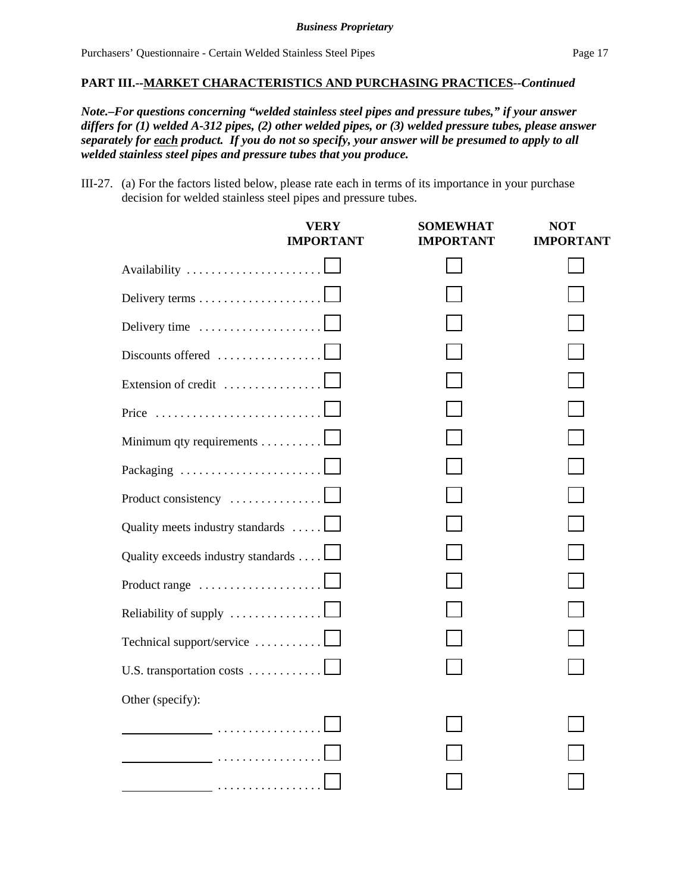**PART III.--MARKET CHARACTERISTICS AND PURCHASING PRACTICES--*Continued***

***Note.–For questions concerning "welded stainless steel pipes and pressure tubes," if your answer differs for (1) welded A-312 pipes, (2) other welded pipes, or (3) welded pressure tubes, please answer separately for <u>each</u> product. If you do not so specify, your answer will be presumed to apply to all welded stainless steel pipes and pressure tubes that you produce.***

III-27. (a) For the factors listed below, please rate each in terms of its importance in your purchase decision for welded stainless steel pipes and pressure tubes.

| | VERY IMPORTANT | SOMEWHAT IMPORTANT | NOT IMPORTANT |
|---|---|---|---|
| Availability | ☐ | ☐ | ☐ |
| Delivery terms | ☐ | ☐ | ☐ |
| Delivery time | ☐ | ☐ | ☐ |
| Discounts offered | ☐ | ☐ | ☐ |
| Extension of credit | ☐ | ☐ | ☐ |
| Price | ☐ | ☐ | ☐ |
| Minimum qty requirements | ☐ | ☐ | ☐ |
| Packaging | ☐ | ☐ | ☐ |
| Product consistency | ☐ | ☐ | ☐ |
| Quality meets industry standards | ☐ | ☐ | ☐ |
| Quality exceeds industry standards | ☐ | ☐ | ☐ |
| Product range | ☐ | ☐ | ☐ |
| Reliability of supply | ☐ | ☐ | ☐ |
| Technical support/service | ☐ | ☐ | ☐ |
| U.S. transportation costs | ☐ | ☐ | ☐ |
| Other (specify): | | | |
| ______________ | ☐ | ☐ | ☐ |
| ______________ | ☐ | ☐ | ☐ |
| ______________ | ☐ | ☐ | ☐ |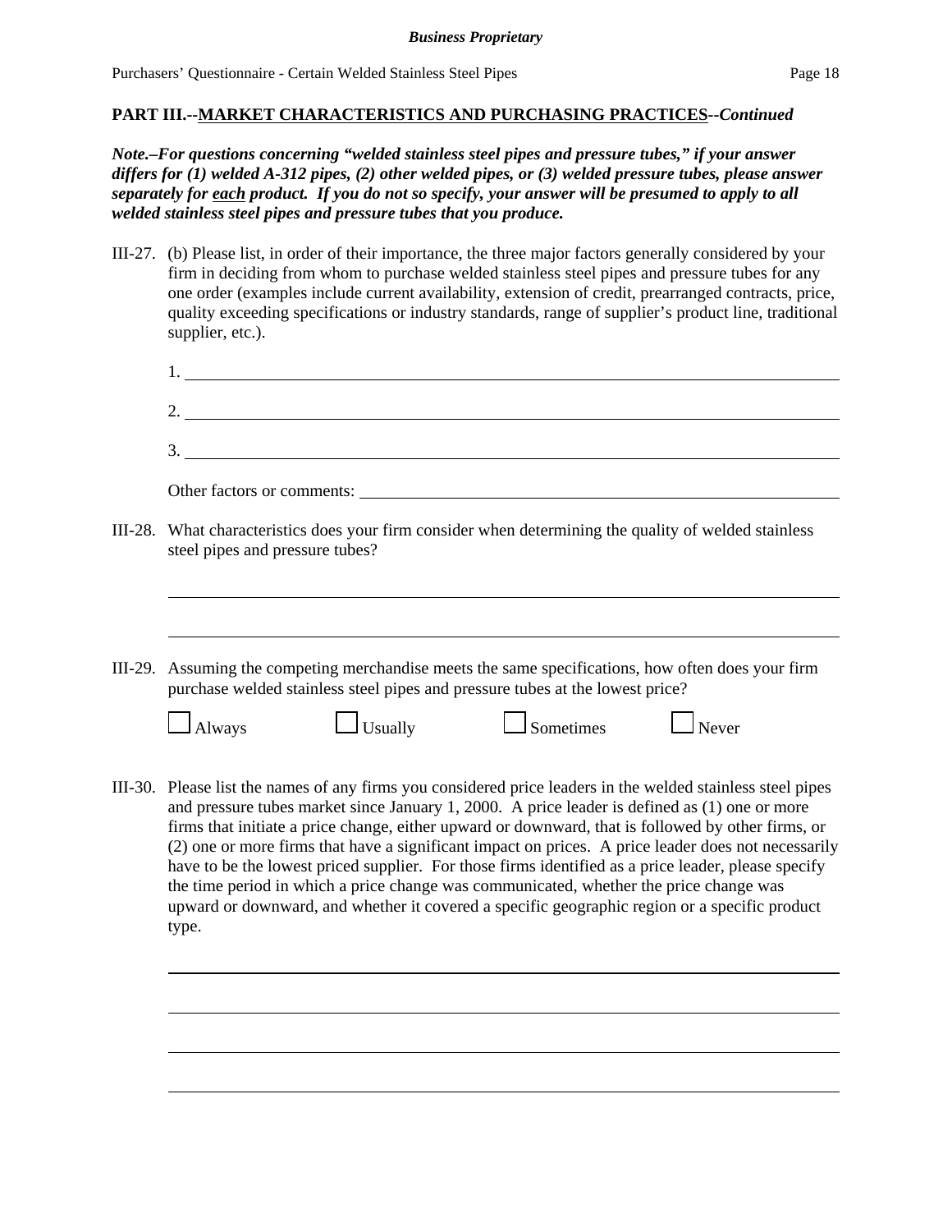**PART III.--<u>MARKET CHARACTERISTICS AND PURCHASING PRACTICES</u>--*Continued***

***Note.–For questions concerning "welded stainless steel pipes and pressure tubes," if your answer differs for (1) welded A-312 pipes, (2) other welded pipes, or (3) welded pressure tubes, please answer separately for <u>each</u> product. If you do not so specify, your answer will be presumed to apply to all welded stainless steel pipes and pressure tubes that you produce.***

III-27. (b) Please list, in order of their importance, the three major factors generally considered by your firm in deciding from whom to purchase welded stainless steel pipes and pressure tubes for any one order (examples include current availability, extension of credit, prearranged contracts, price, quality exceeding specifications or industry standards, range of supplier's product line, traditional supplier, etc.).

1. ______________________________

2. ______________________________

3. ______________________________

Other factors or comments: ______________________________

III-28. What characteristics does your firm consider when determining the quality of welded stainless steel pipes and pressure tubes?

______________________________

______________________________

III-29. Assuming the competing merchandise meets the same specifications, how often does your firm purchase welded stainless steel pipes and pressure tubes at the lowest price?

☐ Always ☐ Usually ☐ Sometimes ☐ Never

III-30. Please list the names of any firms you considered price leaders in the welded stainless steel pipes and pressure tubes market since January 1, 2000. A price leader is defined as (1) one or more firms that initiate a price change, either upward or downward, that is followed by other firms, or (2) one or more firms that have a significant impact on prices. A price leader does not necessarily have to be the lowest priced supplier. For those firms identified as a price leader, please specify the time period in which a price change was communicated, whether the price change was upward or downward, and whether it covered a specific geographic region or a specific product type.

______________________________

______________________________

______________________________

______________________________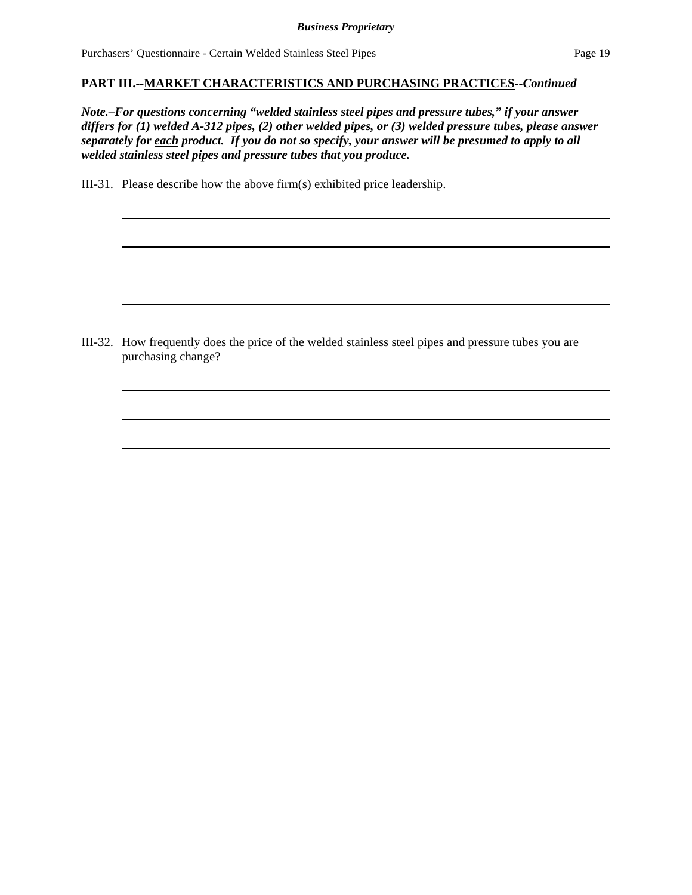**PART III.--MARKET CHARACTERISTICS AND PURCHASING PRACTICES--*Continued***

***Note.–For questions concerning "welded stainless steel pipes and pressure tubes," if your answer differs for (1) welded A-312 pipes, (2) other welded pipes, or (3) welded pressure tubes, please answer separately for each product. If you do not so specify, your answer will be presumed to apply to all welded stainless steel pipes and pressure tubes that you produce.***

III-31. Please describe how the above firm(s) exhibited price leadership.

______________________________________________________________________

______________________________________________________________________

______________________________________________________________________

______________________________________________________________________

III-32. How frequently does the price of the welded stainless steel pipes and pressure tubes you are purchasing change?

______________________________________________________________________

______________________________________________________________________

______________________________________________________________________

______________________________________________________________________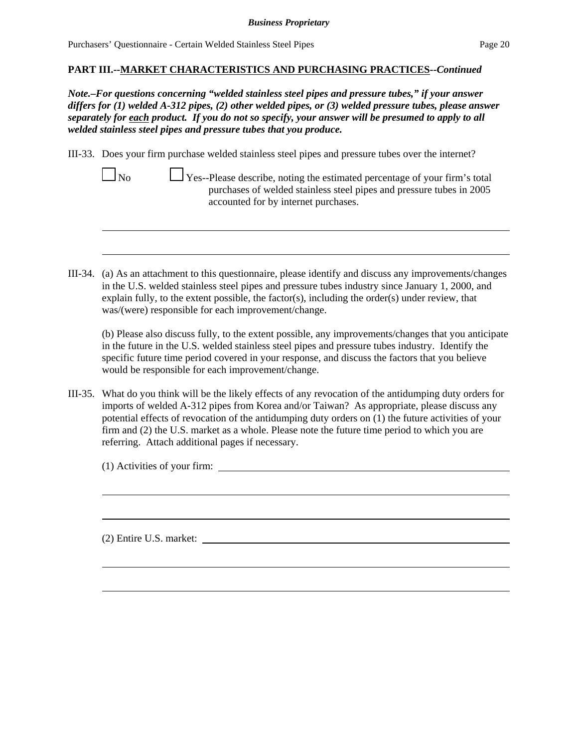**PART III.--MARKET CHARACTERISTICS AND PURCHASING PRACTICES--*Continued***

***Note.–For questions concerning "welded stainless steel pipes and pressure tubes," if your answer differs for (1) welded A-312 pipes, (2) other welded pipes, or (3) welded pressure tubes, please answer separately for each product. If you do not so specify, your answer will be presumed to apply to all welded stainless steel pipes and pressure tubes that you produce.***

III-33. Does your firm purchase welded stainless steel pipes and pressure tubes over the internet?

☐ No ☐ Yes--Please describe, noting the estimated percentage of your firm's total purchases of welded stainless steel pipes and pressure tubes in 2005 accounted for by internet purchases.

\_\_\_\_\_\_\_\_\_\_\_\_\_\_\_\_\_\_\_\_\_\_\_\_\_\_\_\_\_\_\_\_\_\_\_\_\_\_\_\_\_\_\_\_\_\_\_\_\_\_\_\_\_\_\_\_\_\_\_\_\_\_\_\_\_\_\_\_\_\_

\_\_\_\_\_\_\_\_\_\_\_\_\_\_\_\_\_\_\_\_\_\_\_\_\_\_\_\_\_\_\_\_\_\_\_\_\_\_\_\_\_\_\_\_\_\_\_\_\_\_\_\_\_\_\_\_\_\_\_\_\_\_\_\_\_\_\_\_\_\_

III-34. (a) As an attachment to this questionnaire, please identify and discuss any improvements/changes in the U.S. welded stainless steel pipes and pressure tubes industry since January 1, 2000, and explain fully, to the extent possible, the factor(s), including the order(s) under review, that was/(were) responsible for each improvement/change.

(b) Please also discuss fully, to the extent possible, any improvements/changes that you anticipate in the future in the U.S. welded stainless steel pipes and pressure tubes industry. Identify the specific future time period covered in your response, and discuss the factors that you believe would be responsible for each improvement/change.

III-35. What do you think will be the likely effects of any revocation of the antidumping duty orders for imports of welded A-312 pipes from Korea and/or Taiwan? As appropriate, please discuss any potential effects of revocation of the antidumping duty orders on (1) the future activities of your firm and (2) the U.S. market as a whole. Please note the future time period to which you are referring. Attach additional pages if necessary.

(1) Activities of your firm: \_\_\_\_\_\_\_\_\_\_\_\_\_\_\_\_\_\_\_\_\_\_\_\_\_\_\_\_\_\_\_\_\_\_\_\_\_\_\_\_\_\_\_\_\_\_\_\_

\_\_\_\_\_\_\_\_\_\_\_\_\_\_\_\_\_\_\_\_\_\_\_\_\_\_\_\_\_\_\_\_\_\_\_\_\_\_\_\_\_\_\_\_\_\_\_\_\_\_\_\_\_\_\_\_\_\_\_\_\_\_\_\_\_\_\_\_\_\_

\_\_\_\_\_\_\_\_\_\_\_\_\_\_\_\_\_\_\_\_\_\_\_\_\_\_\_\_\_\_\_\_\_\_\_\_\_\_\_\_\_\_\_\_\_\_\_\_\_\_\_\_\_\_\_\_\_\_\_\_\_\_\_\_\_\_\_\_\_\_

(2) Entire U.S. market: \_\_\_\_\_\_\_\_\_\_\_\_\_\_\_\_\_\_\_\_\_\_\_\_\_\_\_\_\_\_\_\_\_\_\_\_\_\_\_\_\_\_\_\_\_\_\_\_\_\_

\_\_\_\_\_\_\_\_\_\_\_\_\_\_\_\_\_\_\_\_\_\_\_\_\_\_\_\_\_\_\_\_\_\_\_\_\_\_\_\_\_\_\_\_\_\_\_\_\_\_\_\_\_\_\_\_\_\_\_\_\_\_\_\_\_\_\_\_\_\_

\_\_\_\_\_\_\_\_\_\_\_\_\_\_\_\_\_\_\_\_\_\_\_\_\_\_\_\_\_\_\_\_\_\_\_\_\_\_\_\_\_\_\_\_\_\_\_\_\_\_\_\_\_\_\_\_\_\_\_\_\_\_\_\_\_\_\_\_\_\_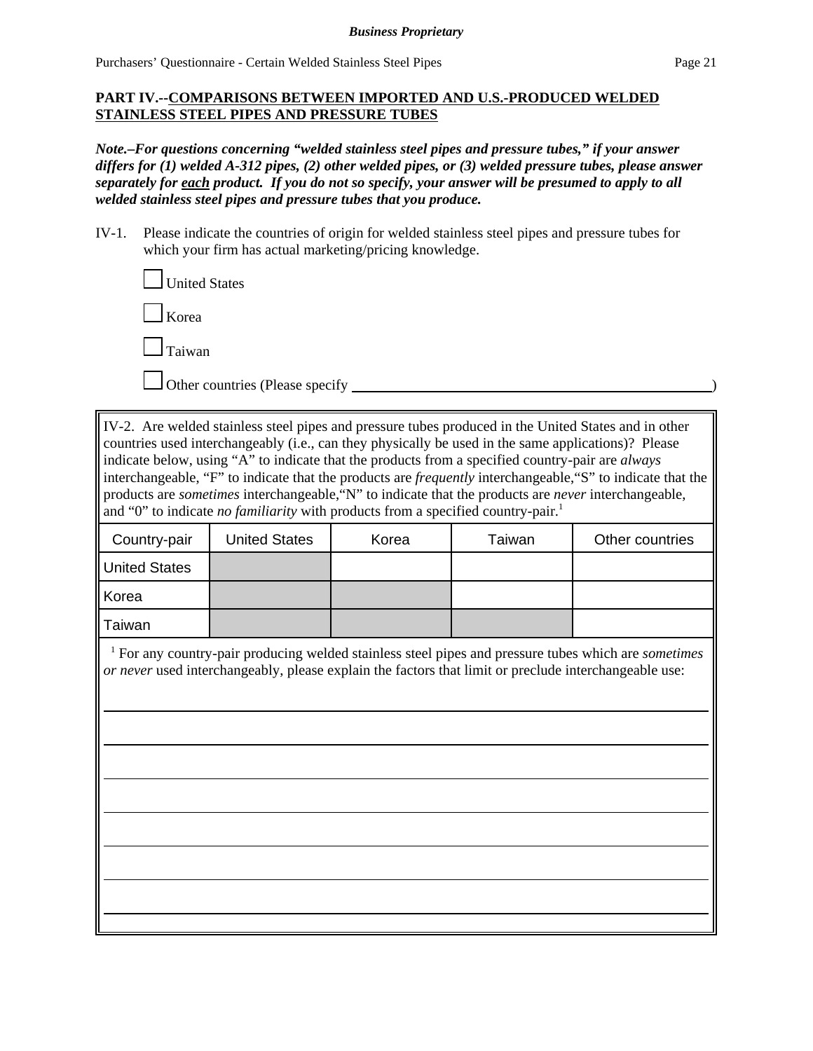**PART IV.--COMPARISONS BETWEEN IMPORTED AND U.S.-PRODUCED WELDED STAINLESS STEEL PIPES AND PRESSURE TUBES**

***Note.–For questions concerning "welded stainless steel pipes and pressure tubes," if your answer differs for (1) welded A-312 pipes, (2) other welded pipes, or (3) welded pressure tubes, please answer separately for each product. If you do not so specify, your answer will be presumed to apply to all welded stainless steel pipes and pressure tubes that you produce.***

IV-1. Please indicate the countries of origin for welded stainless steel pipes and pressure tubes for which your firm has actual marketing/pricing knowledge.

☐ United States

☐ Korea

☐ Taiwan

☐ Other countries (Please specify ______________________________)

IV-2. Are welded stainless steel pipes and pressure tubes produced in the United States and in other countries used interchangeably (i.e., can they physically be used in the same applications)? Please indicate below, using "A" to indicate that the products from a specified country-pair are *always* interchangeable, "F" to indicate that the products are *frequently* interchangeable, "S" to indicate that the products are *sometimes* interchangeable, "N" to indicate that the products are *never* interchangeable, and "0" to indicate *no familiarity* with products from a specified country-pair.[1]

| Country-pair | United States | Korea | Taiwan | Other countries |
|---|---|---|---|---|
| United States | | | | |
| Korea | | | | |
| Taiwan | | | | |

[1] For any country-pair producing welded stainless steel pipes and pressure tubes which are *sometimes or never* used interchangeably, please explain the factors that limit or preclude interchangeable use:

______________________________________________________________________

______________________________________________________________________

______________________________________________________________________

______________________________________________________________________

______________________________________________________________________

______________________________________________________________________

______________________________________________________________________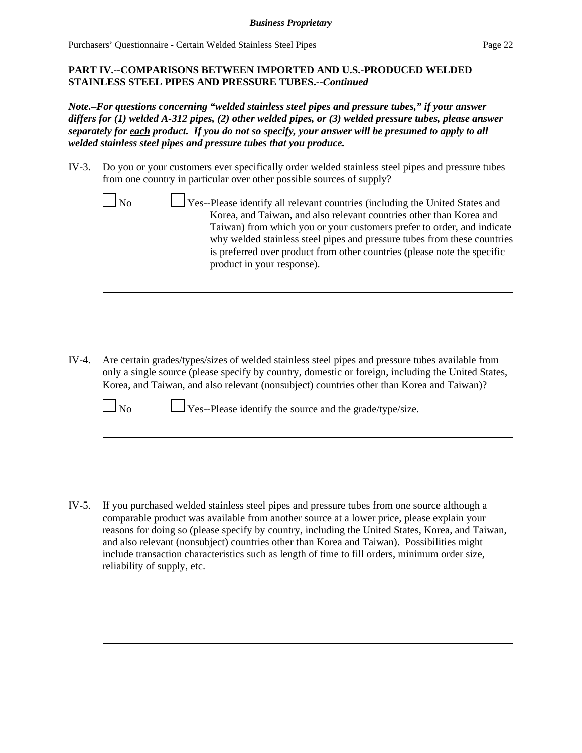**PART IV.--COMPARISONS BETWEEN IMPORTED AND U.S.-PRODUCED WELDED STAINLESS STEEL PIPES AND PRESSURE TUBES.--*Continued***

***Note.–For questions concerning "welded stainless steel pipes and pressure tubes," if your answer differs for (1) welded A-312 pipes, (2) other welded pipes, or (3) welded pressure tubes, please answer separately for each product. If you do not so specify, your answer will be presumed to apply to all welded stainless steel pipes and pressure tubes that you produce.***

IV-3. Do you or your customers ever specifically order welded stainless steel pipes and pressure tubes from one country in particular over other possible sources of supply?

☐ No ☐ Yes--Please identify all relevant countries (including the United States and Korea, and Taiwan, and also relevant countries other than Korea and Taiwan) from which you or your customers prefer to order, and indicate why welded stainless steel pipes and pressure tubes from these countries is preferred over product from other countries (please note the specific product in your response).

\_\_\_\_\_\_\_\_\_\_\_\_\_\_\_\_\_\_\_\_\_\_\_\_\_\_\_\_\_\_\_\_\_\_\_\_\_\_\_\_\_\_\_\_\_\_\_\_\_\_\_\_\_\_\_\_\_\_\_\_

\_\_\_\_\_\_\_\_\_\_\_\_\_\_\_\_\_\_\_\_\_\_\_\_\_\_\_\_\_\_\_\_\_\_\_\_\_\_\_\_\_\_\_\_\_\_\_\_\_\_\_\_\_\_\_\_\_\_\_\_

\_\_\_\_\_\_\_\_\_\_\_\_\_\_\_\_\_\_\_\_\_\_\_\_\_\_\_\_\_\_\_\_\_\_\_\_\_\_\_\_\_\_\_\_\_\_\_\_\_\_\_\_\_\_\_\_\_\_\_\_

IV-4. Are certain grades/types/sizes of welded stainless steel pipes and pressure tubes available from only a single source (please specify by country, domestic or foreign, including the United States, Korea, and Taiwan, and also relevant (nonsubject) countries other than Korea and Taiwan)?

☐ No ☐ Yes--Please identify the source and the grade/type/size.

\_\_\_\_\_\_\_\_\_\_\_\_\_\_\_\_\_\_\_\_\_\_\_\_\_\_\_\_\_\_\_\_\_\_\_\_\_\_\_\_\_\_\_\_\_\_\_\_\_\_\_\_\_\_\_\_\_\_\_\_

\_\_\_\_\_\_\_\_\_\_\_\_\_\_\_\_\_\_\_\_\_\_\_\_\_\_\_\_\_\_\_\_\_\_\_\_\_\_\_\_\_\_\_\_\_\_\_\_\_\_\_\_\_\_\_\_\_\_\_\_

\_\_\_\_\_\_\_\_\_\_\_\_\_\_\_\_\_\_\_\_\_\_\_\_\_\_\_\_\_\_\_\_\_\_\_\_\_\_\_\_\_\_\_\_\_\_\_\_\_\_\_\_\_\_\_\_\_\_\_\_

IV-5. If you purchased welded stainless steel pipes and pressure tubes from one source although a comparable product was available from another source at a lower price, please explain your reasons for doing so (please specify by country, including the United States, Korea, and Taiwan, and also relevant (nonsubject) countries other than Korea and Taiwan). Possibilities might include transaction characteristics such as length of time to fill orders, minimum order size, reliability of supply, etc.

\_\_\_\_\_\_\_\_\_\_\_\_\_\_\_\_\_\_\_\_\_\_\_\_\_\_\_\_\_\_\_\_\_\_\_\_\_\_\_\_\_\_\_\_\_\_\_\_\_\_\_\_\_\_\_\_\_\_\_\_

\_\_\_\_\_\_\_\_\_\_\_\_\_\_\_\_\_\_\_\_\_\_\_\_\_\_\_\_\_\_\_\_\_\_\_\_\_\_\_\_\_\_\_\_\_\_\_\_\_\_\_\_\_\_\_\_\_\_\_\_

\_\_\_\_\_\_\_\_\_\_\_\_\_\_\_\_\_\_\_\_\_\_\_\_\_\_\_\_\_\_\_\_\_\_\_\_\_\_\_\_\_\_\_\_\_\_\_\_\_\_\_\_\_\_\_\_\_\_\_\_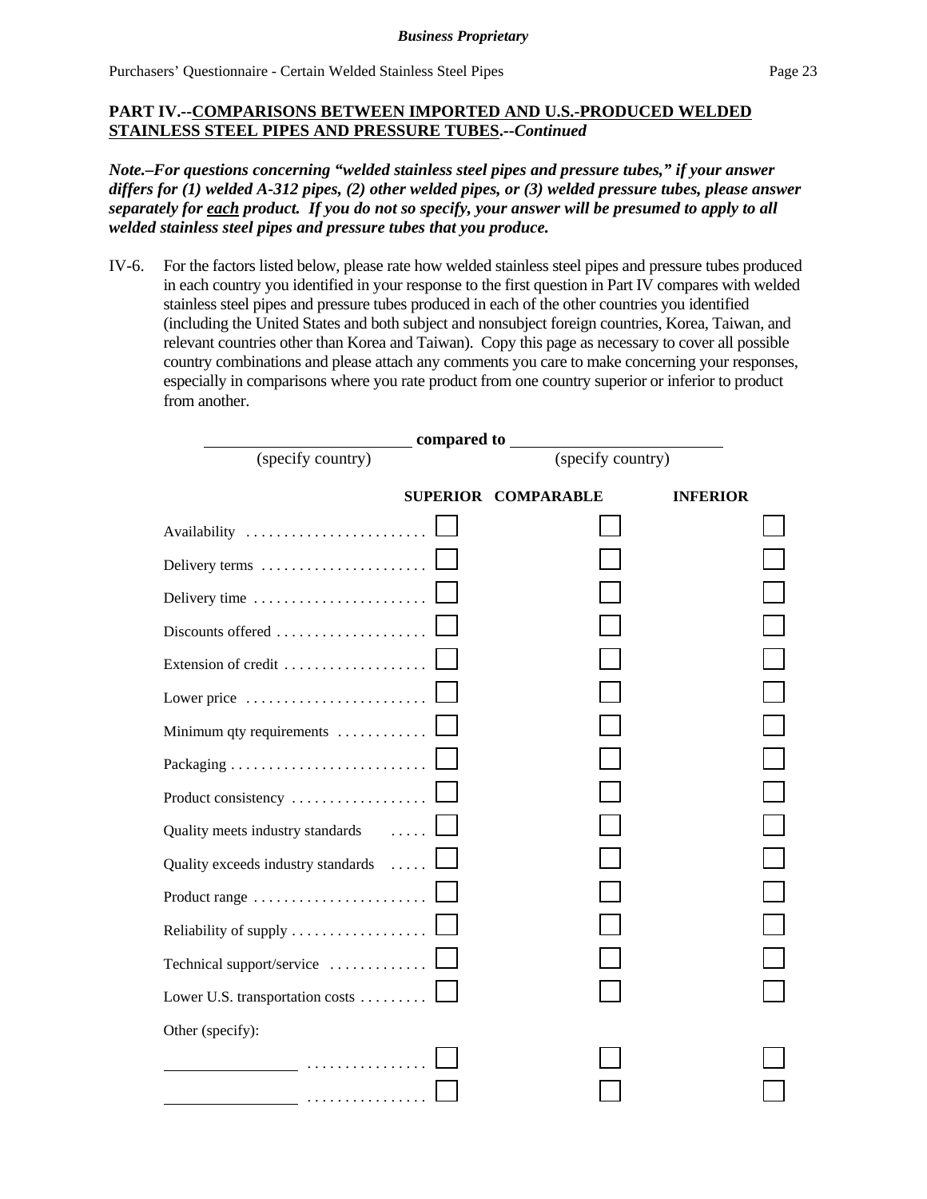*Business Proprietary*

## PART IV.--COMPARISONS BETWEEN IMPORTED AND U.S.-PRODUCED WELDED STAINLESS STEEL PIPES AND PRESSURE TUBES.--*Continued*

***Note.–For questions concerning "welded stainless steel pipes and pressure tubes," if your answer differs for (1) welded A-312 pipes, (2) other welded pipes, or (3) welded pressure tubes, please answer separately for each product. If you do not so specify, your answer will be presumed to apply to all welded stainless steel pipes and pressure tubes that you produce.***

IV-6. For the factors listed below, please rate how welded stainless steel pipes and pressure tubes produced in each country you identified in your response to the first question in Part IV compares with welded stainless steel pipes and pressure tubes produced in each of the other countries you identified (including the United States and both subject and nonsubject foreign countries, Korea, Taiwan, and relevant countries other than Korea and Taiwan). Copy this page as necessary to cover all possible country combinations and please attach any comments you care to make concerning your responses, especially in comparisons where you rate product from one country superior or inferior to product from another.

\_\_\_\_\_\_\_\_\_\_\_\_\_\_\_\_\_\_\_\_ **compared to** \_\_\_\_\_\_\_\_\_\_\_\_\_\_\_\_\_\_\_\_
(specify country) (specify country)

| | SUPERIOR | COMPARABLE | INFERIOR |
|---|---|---|---|
| Availability | ☐ | ☐ | ☐ |
| Delivery terms | ☐ | ☐ | ☐ |
| Delivery time | ☐ | ☐ | ☐ |
| Discounts offered | ☐ | ☐ | ☐ |
| Extension of credit | ☐ | ☐ | ☐ |
| Lower price | ☐ | ☐ | ☐ |
| Minimum qty requirements | ☐ | ☐ | ☐ |
| Packaging | ☐ | ☐ | ☐ |
| Product consistency | ☐ | ☐ | ☐ |
| Quality meets industry standards | ☐ | ☐ | ☐ |
| Quality exceeds industry standards | ☐ | ☐ | ☐ |
| Product range | ☐ | ☐ | ☐ |
| Reliability of supply | ☐ | ☐ | ☐ |
| Technical support/service | ☐ | ☐ | ☐ |
| Lower U.S. transportation costs | ☐ | ☐ | ☐ |
| Other (specify): | | | |
| \_\_\_\_\_\_\_\_\_\_\_\_ | ☐ | ☐ | ☐ |
| \_\_\_\_\_\_\_\_\_\_\_\_ | ☐ | ☐ | ☐ |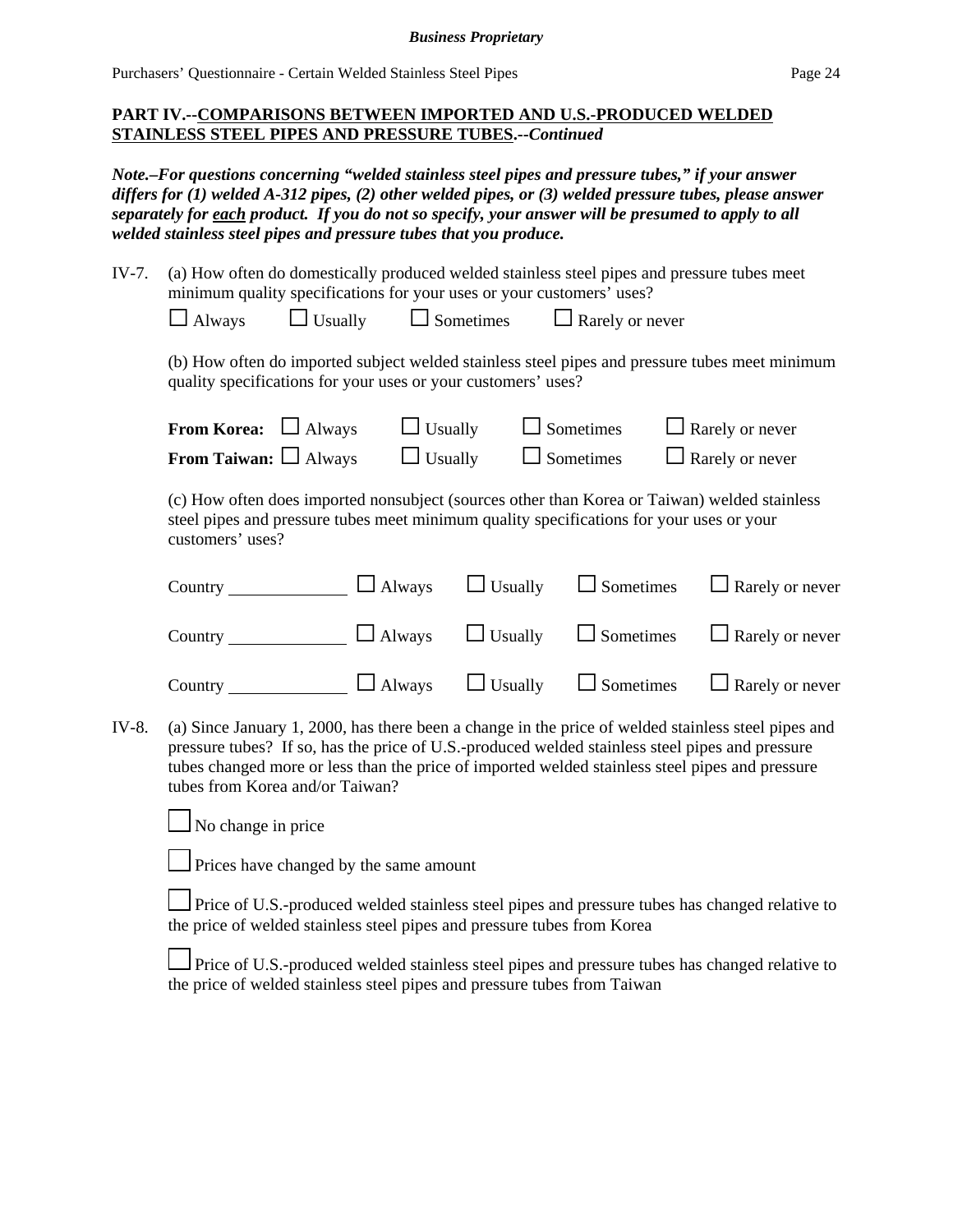**PART IV.--COMPARISONS BETWEEN IMPORTED AND U.S.-PRODUCED WELDED STAINLESS STEEL PIPES AND PRESSURE TUBES.--*Continued***

***Note.–For questions concerning "welded stainless steel pipes and pressure tubes," if your answer differs for (1) welded A-312 pipes, (2) other welded pipes, or (3) welded pressure tubes, please answer separately for each product. If you do not so specify, your answer will be presumed to apply to all welded stainless steel pipes and pressure tubes that you produce.***

IV-7. (a) How often do domestically produced welded stainless steel pipes and pressure tubes meet minimum quality specifications for your uses or your customers' uses?

☐ Always ☐ Usually ☐ Sometimes ☐ Rarely or never

(b) How often do imported subject welded stainless steel pipes and pressure tubes meet minimum quality specifications for your uses or your customers' uses?

**From Korea:** ☐ Always ☐ Usually ☐ Sometimes ☐ Rarely or never

**From Taiwan:** ☐ Always ☐ Usually ☐ Sometimes ☐ Rarely or never

(c) How often does imported nonsubject (sources other than Korea or Taiwan) welded stainless steel pipes and pressure tubes meet minimum quality specifications for your uses or your customers' uses?

Country ______________ ☐ Always ☐ Usually ☐ Sometimes ☐ Rarely or never

Country ______________ ☐ Always ☐ Usually ☐ Sometimes ☐ Rarely or never

Country ______________ ☐ Always ☐ Usually ☐ Sometimes ☐ Rarely or never

IV-8. (a) Since January 1, 2000, has there been a change in the price of welded stainless steel pipes and pressure tubes? If so, has the price of U.S.-produced welded stainless steel pipes and pressure tubes changed more or less than the price of imported welded stainless steel pipes and pressure tubes from Korea and/or Taiwan?

☐ No change in price

☐ Prices have changed by the same amount

☐ Price of U.S.-produced welded stainless steel pipes and pressure tubes has changed relative to the price of welded stainless steel pipes and pressure tubes from Korea

☐ Price of U.S.-produced welded stainless steel pipes and pressure tubes has changed relative to the price of welded stainless steel pipes and pressure tubes from Taiwan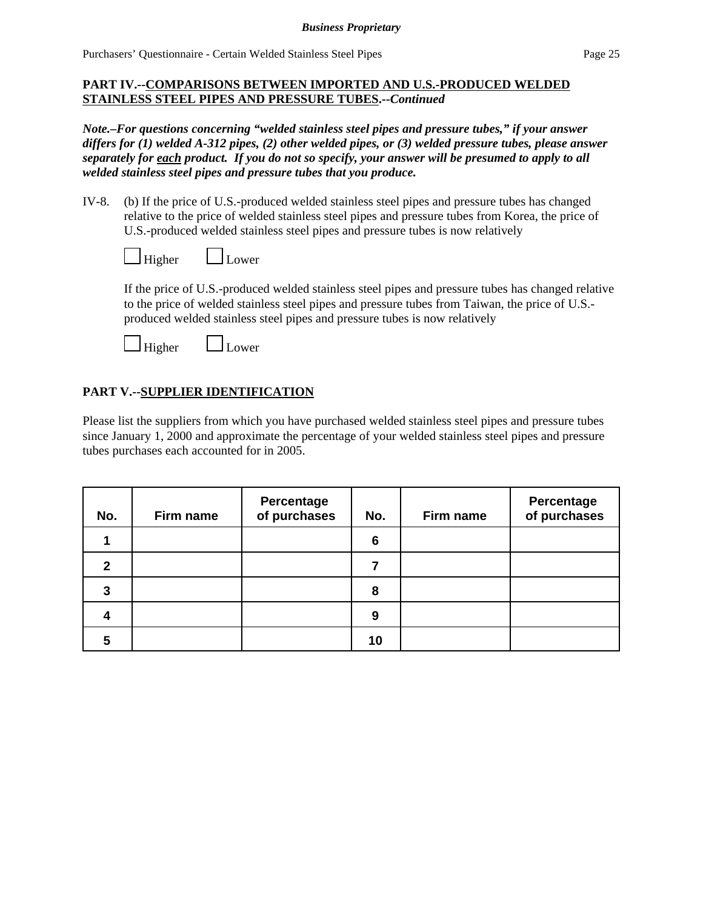**PART IV.--COMPARISONS BETWEEN IMPORTED AND U.S.-PRODUCED WELDED STAINLESS STEEL PIPES AND PRESSURE TUBES.--*Continued***

***Note.–For questions concerning "welded stainless steel pipes and pressure tubes," if your answer differs for (1) welded A-312 pipes, (2) other welded pipes, or (3) welded pressure tubes, please answer separately for each product. If you do not so specify, your answer will be presumed to apply to all welded stainless steel pipes and pressure tubes that you produce.***

IV-8. (b) If the price of U.S.-produced welded stainless steel pipes and pressure tubes has changed relative to the price of welded stainless steel pipes and pressure tubes from Korea, the price of U.S.-produced welded stainless steel pipes and pressure tubes is now relatively

☐ Higher ☐ Lower

If the price of U.S.-produced welded stainless steel pipes and pressure tubes has changed relative to the price of welded stainless steel pipes and pressure tubes from Taiwan, the price of U.S.-produced welded stainless steel pipes and pressure tubes is now relatively

☐ Higher ☐ Lower

**PART V.--SUPPLIER IDENTIFICATION**

Please list the suppliers from which you have purchased welded stainless steel pipes and pressure tubes since January 1, 2000 and approximate the percentage of your welded stainless steel pipes and pressure tubes purchases each accounted for in 2005.

| No. | Firm name | Percentage of purchases | No. | Firm name | Percentage of purchases |
|---|---|---|---|---|---|
| 1 | | | 6 | | |
| 2 | | | 7 | | |
| 3 | | | 8 | | |
| 4 | | | 9 | | |
| 5 | | | 10 | | |